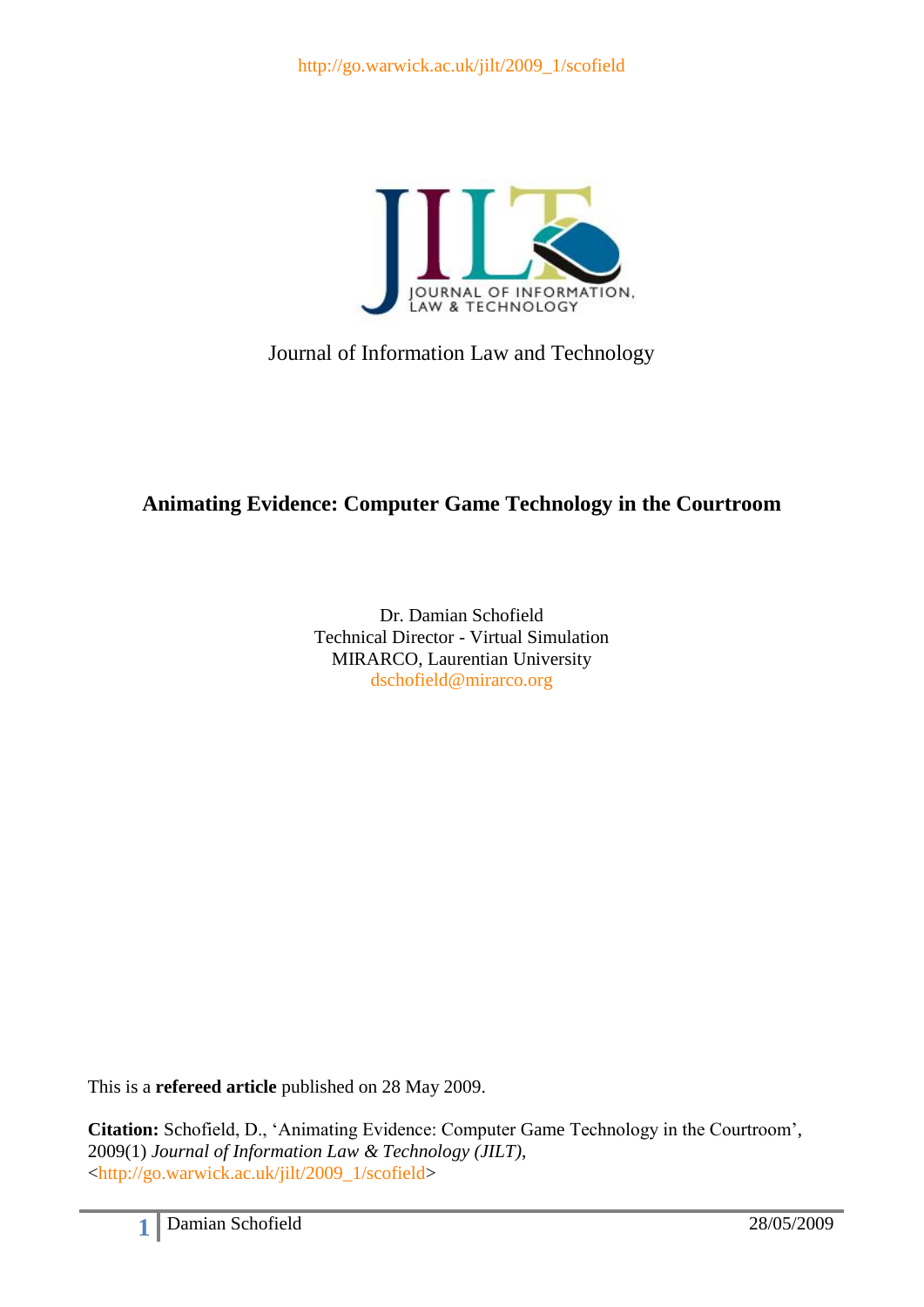http://go.warwick.ac.uk/jilt/2009_1/scofield

Journal of Information Law and Technology

# Animating Evidence: Computer Game Technology in the Courtroom

Dr. Damian Schofield
Technical Director - Virtual Simulation
MIRARCO, Laurentian University
dschofield@mirarco.org

This is a **refereed article** published on 28 May 2009.

**Citation:** Schofield, D., 'Animating Evidence: Computer Game Technology in the Courtroom', 2009(1) *Journal of Information Law & Technology (JILT)*, <http://go.warwick.ac.uk/jilt/2009_1/scofield>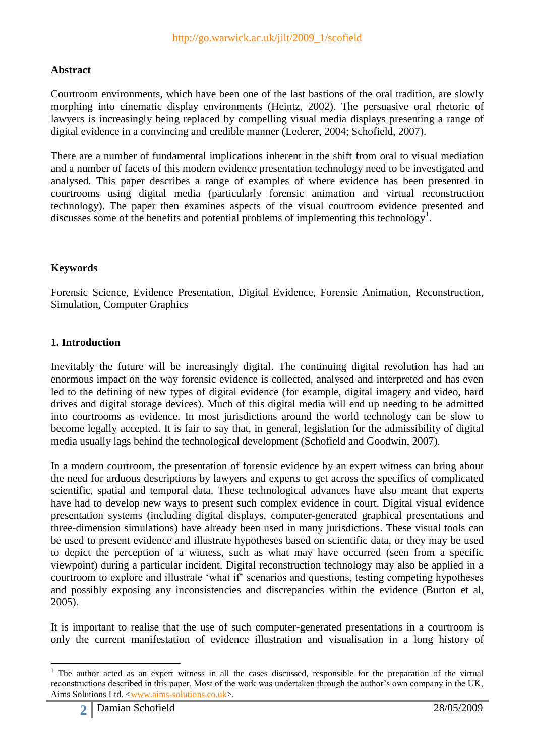## Abstract

Courtroom environments, which have been one of the last bastions of the oral tradition, are slowly morphing into cinematic display environments (Heintz, 2002). The persuasive oral rhetoric of lawyers is increasingly being replaced by compelling visual media displays presenting a range of digital evidence in a convincing and credible manner (Lederer, 2004; Schofield, 2007).

There are a number of fundamental implications inherent in the shift from oral to visual mediation and a number of facets of this modern evidence presentation technology need to be investigated and analysed. This paper describes a range of examples of where evidence has been presented in courtrooms using digital media (particularly forensic animation and virtual reconstruction technology). The paper then examines aspects of the visual courtroom evidence presented and discusses some of the benefits and potential problems of implementing this technology[1].

## Keywords

Forensic Science, Evidence Presentation, Digital Evidence, Forensic Animation, Reconstruction, Simulation, Computer Graphics

## 1. Introduction

Inevitably the future will be increasingly digital. The continuing digital revolution has had an enormous impact on the way forensic evidence is collected, analysed and interpreted and has even led to the defining of new types of digital evidence (for example, digital imagery and video, hard drives and digital storage devices). Much of this digital media will end up needing to be admitted into courtrooms as evidence. In most jurisdictions around the world technology can be slow to become legally accepted. It is fair to say that, in general, legislation for the admissibility of digital media usually lags behind the technological development (Schofield and Goodwin, 2007).

In a modern courtroom, the presentation of forensic evidence by an expert witness can bring about the need for arduous descriptions by lawyers and experts to get across the specifics of complicated scientific, spatial and temporal data. These technological advances have also meant that experts have had to develop new ways to present such complex evidence in court. Digital visual evidence presentation systems (including digital displays, computer-generated graphical presentations and three-dimension simulations) have already been used in many jurisdictions. These visual tools can be used to present evidence and illustrate hypotheses based on scientific data, or they may be used to depict the perception of a witness, such as what may have occurred (seen from a specific viewpoint) during a particular incident. Digital reconstruction technology may also be applied in a courtroom to explore and illustrate 'what if' scenarios and questions, testing competing hypotheses and possibly exposing any inconsistencies and discrepancies within the evidence (Burton et al, 2005).

It is important to realise that the use of such computer-generated presentations in a courtroom is only the current manifestation of evidence illustration and visualisation in a long history of

[1] The author acted as an expert witness in all the cases discussed, responsible for the preparation of the virtual reconstructions described in this paper. Most of the work was undertaken through the author's own company in the UK, Aims Solutions Ltd. <www.aims-solutions.co.uk>.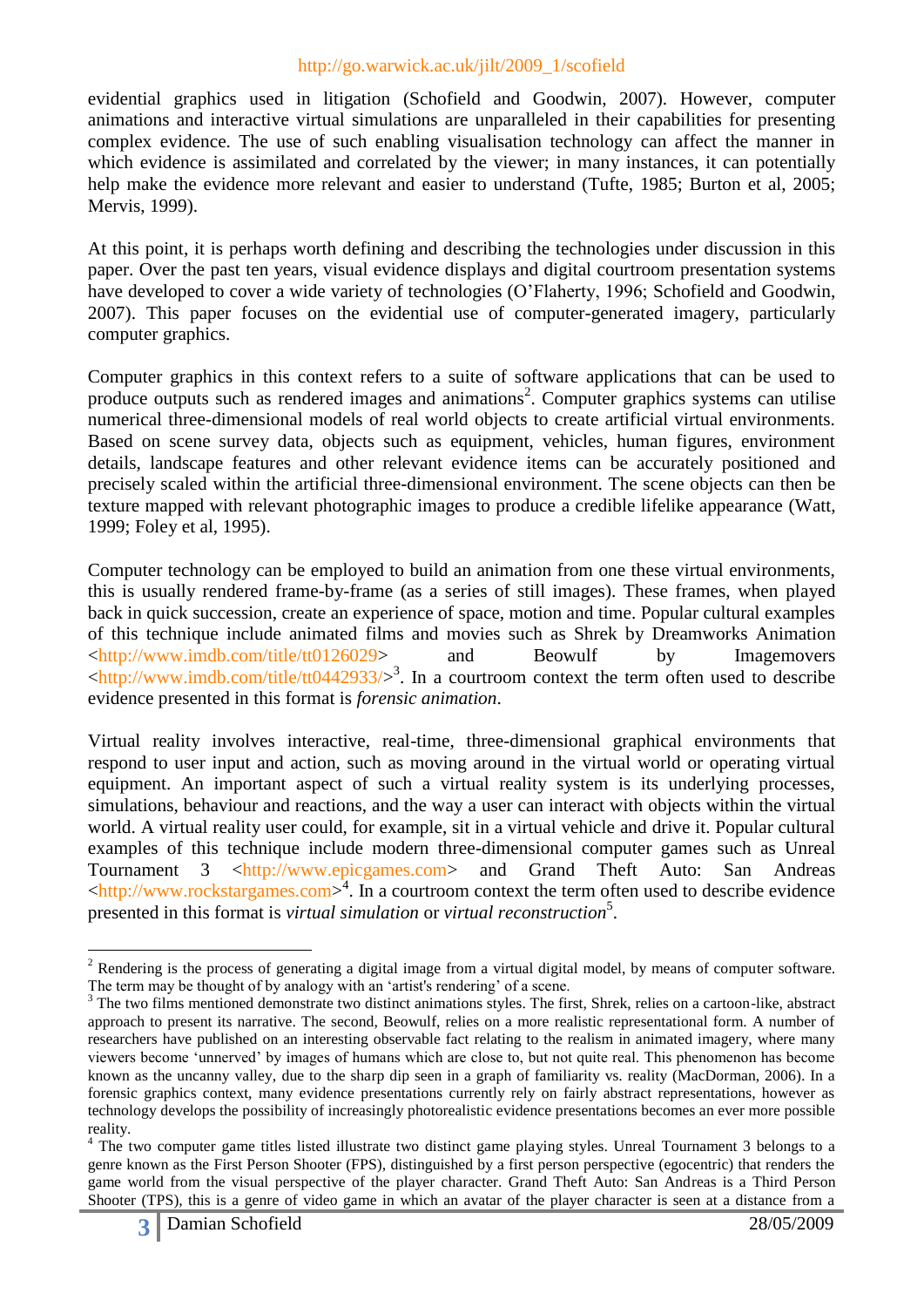evidential graphics used in litigation (Schofield and Goodwin, 2007). However, computer animations and interactive virtual simulations are unparalleled in their capabilities for presenting complex evidence. The use of such enabling visualisation technology can affect the manner in which evidence is assimilated and correlated by the viewer; in many instances, it can potentially help make the evidence more relevant and easier to understand (Tufte, 1985; Burton et al, 2005; Mervis, 1999).

At this point, it is perhaps worth defining and describing the technologies under discussion in this paper. Over the past ten years, visual evidence displays and digital courtroom presentation systems have developed to cover a wide variety of technologies (O'Flaherty, 1996; Schofield and Goodwin, 2007). This paper focuses on the evidential use of computer-generated imagery, particularly computer graphics.

Computer graphics in this context refers to a suite of software applications that can be used to produce outputs such as rendered images and animations[2]. Computer graphics systems can utilise numerical three-dimensional models of real world objects to create artificial virtual environments. Based on scene survey data, objects such as equipment, vehicles, human figures, environment details, landscape features and other relevant evidence items can be accurately positioned and precisely scaled within the artificial three-dimensional environment. The scene objects can then be texture mapped with relevant photographic images to produce a credible lifelike appearance (Watt, 1999; Foley et al, 1995).

Computer technology can be employed to build an animation from one these virtual environments, this is usually rendered frame-by-frame (as a series of still images). These frames, when played back in quick succession, create an experience of space, motion and time. Popular cultural examples of this technique include animated films and movies such as Shrek by Dreamworks Animation <http://www.imdb.com/title/tt0126029> and Beowulf by Imagemovers <http://www.imdb.com/title/tt0442933/>[3]. In a courtroom context the term often used to describe evidence presented in this format is *forensic animation*.

Virtual reality involves interactive, real-time, three-dimensional graphical environments that respond to user input and action, such as moving around in the virtual world or operating virtual equipment. An important aspect of such a virtual reality system is its underlying processes, simulations, behaviour and reactions, and the way a user can interact with objects within the virtual world. A virtual reality user could, for example, sit in a virtual vehicle and drive it. Popular cultural examples of this technique include modern three-dimensional computer games such as Unreal Tournament 3 <http://www.epicgames.com> and Grand Theft Auto: San Andreas <http://www.rockstargames.com>[4]. In a courtroom context the term often used to describe evidence presented in this format is *virtual simulation* or *virtual reconstruction*[5].

---

[2] Rendering is the process of generating a digital image from a virtual digital model, by means of computer software. The term may be thought of by analogy with an 'artist's rendering' of a scene.

[3] The two films mentioned demonstrate two distinct animations styles. The first, Shrek, relies on a cartoon-like, abstract approach to present its narrative. The second, Beowulf, relies on a more realistic representational form. A number of researchers have published on an interesting observable fact relating to the realism in animated imagery, where many viewers become 'unnerved' by images of humans which are close to, but not quite real. This phenomenon has become known as the uncanny valley, due to the sharp dip seen in a graph of familiarity vs. reality (MacDorman, 2006). In a forensic graphics context, many evidence presentations currently rely on fairly abstract representations, however as technology develops the possibility of increasingly photorealistic evidence presentations becomes an ever more possible reality.

[4] The two computer game titles listed illustrate two distinct game playing styles. Unreal Tournament 3 belongs to a genre known as the First Person Shooter (FPS), distinguished by a first person perspective (egocentric) that renders the game world from the visual perspective of the player character. Grand Theft Auto: San Andreas is a Third Person Shooter (TPS), this is a genre of video game in which an avatar of the player character is seen at a distance from a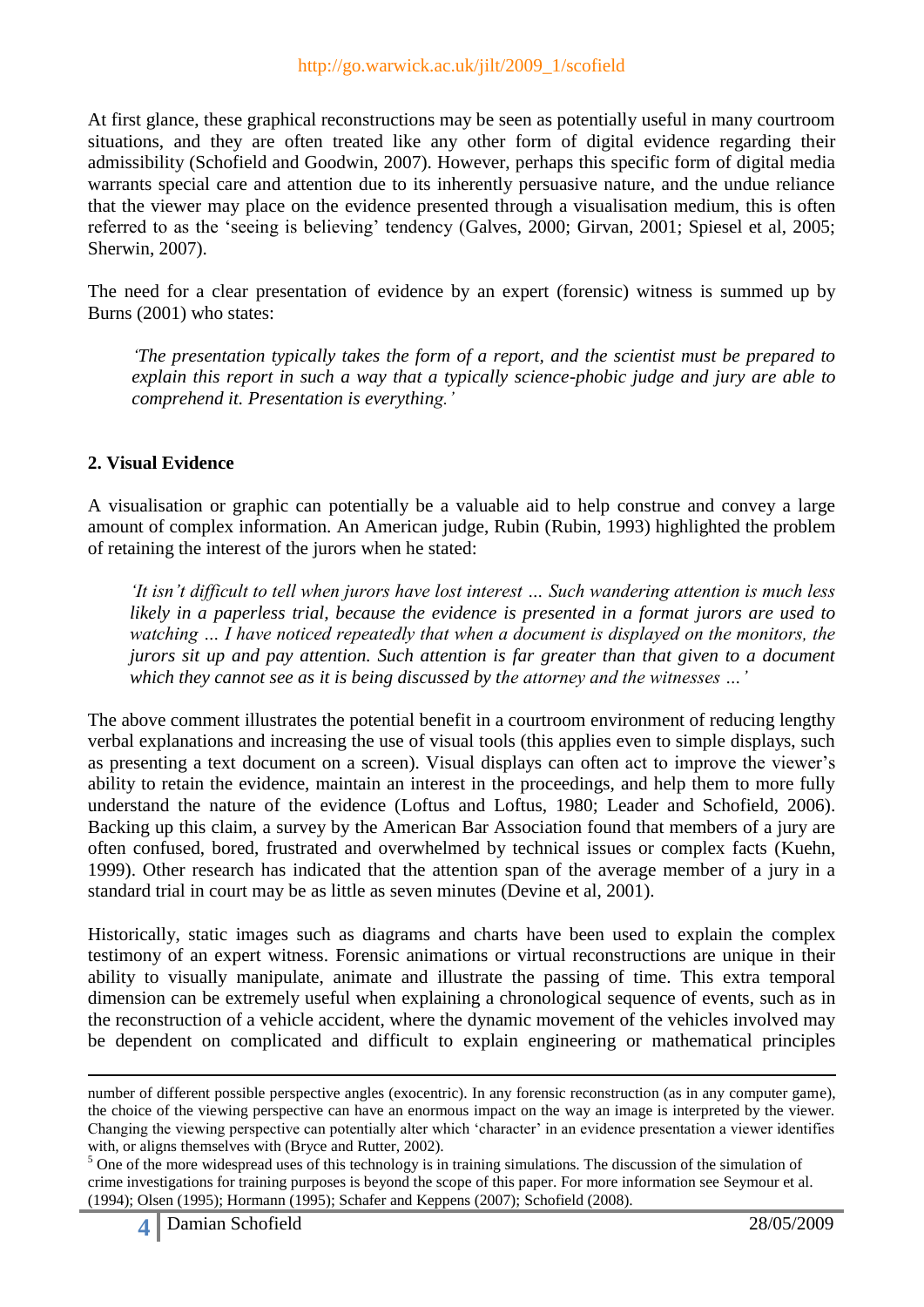At first glance, these graphical reconstructions may be seen as potentially useful in many courtroom situations, and they are often treated like any other form of digital evidence regarding their admissibility (Schofield and Goodwin, 2007). However, perhaps this specific form of digital media warrants special care and attention due to its inherently persuasive nature, and the undue reliance that the viewer may place on the evidence presented through a visualisation medium, this is often referred to as the 'seeing is believing' tendency (Galves, 2000; Girvan, 2001; Spiesel et al, 2005; Sherwin, 2007).

The need for a clear presentation of evidence by an expert (forensic) witness is summed up by Burns (2001) who states:

> *'The presentation typically takes the form of a report, and the scientist must be prepared to explain this report in such a way that a typically science-phobic judge and jury are able to comprehend it. Presentation is everything.'*

## 2. Visual Evidence

A visualisation or graphic can potentially be a valuable aid to help construe and convey a large amount of complex information. An American judge, Rubin (Rubin, 1993) highlighted the problem of retaining the interest of the jurors when he stated:

> *'It isn't difficult to tell when jurors have lost interest … Such wandering attention is much less likely in a paperless trial, because the evidence is presented in a format jurors are used to watching … I have noticed repeatedly that when a document is displayed on the monitors, the jurors sit up and pay attention. Such attention is far greater than that given to a document which they cannot see as it is being discussed by the attorney and the witnesses …'*

The above comment illustrates the potential benefit in a courtroom environment of reducing lengthy verbal explanations and increasing the use of visual tools (this applies even to simple displays, such as presenting a text document on a screen). Visual displays can often act to improve the viewer's ability to retain the evidence, maintain an interest in the proceedings, and help them to more fully understand the nature of the evidence (Loftus and Loftus, 1980; Leader and Schofield, 2006). Backing up this claim, a survey by the American Bar Association found that members of a jury are often confused, bored, frustrated and overwhelmed by technical issues or complex facts (Kuehn, 1999). Other research has indicated that the attention span of the average member of a jury in a standard trial in court may be as little as seven minutes (Devine et al, 2001).

Historically, static images such as diagrams and charts have been used to explain the complex testimony of an expert witness. Forensic animations or virtual reconstructions are unique in their ability to visually manipulate, animate and illustrate the passing of time. This extra temporal dimension can be extremely useful when explaining a chronological sequence of events, such as in the reconstruction of a vehicle accident, where the dynamic movement of the vehicles involved may be dependent on complicated and difficult to explain engineering or mathematical principles

---

number of different possible perspective angles (exocentric). In any forensic reconstruction (as in any computer game), the choice of the viewing perspective can have an enormous impact on the way an image is interpreted by the viewer. Changing the viewing perspective can potentially alter which 'character' in an evidence presentation a viewer identifies with, or aligns themselves with (Bryce and Rutter, 2002).

[5] One of the more widespread uses of this technology is in training simulations. The discussion of the simulation of crime investigations for training purposes is beyond the scope of this paper. For more information see Seymour et al. (1994); Olsen (1995); Hormann (1995); Schafer and Keppens (2007); Schofield (2008).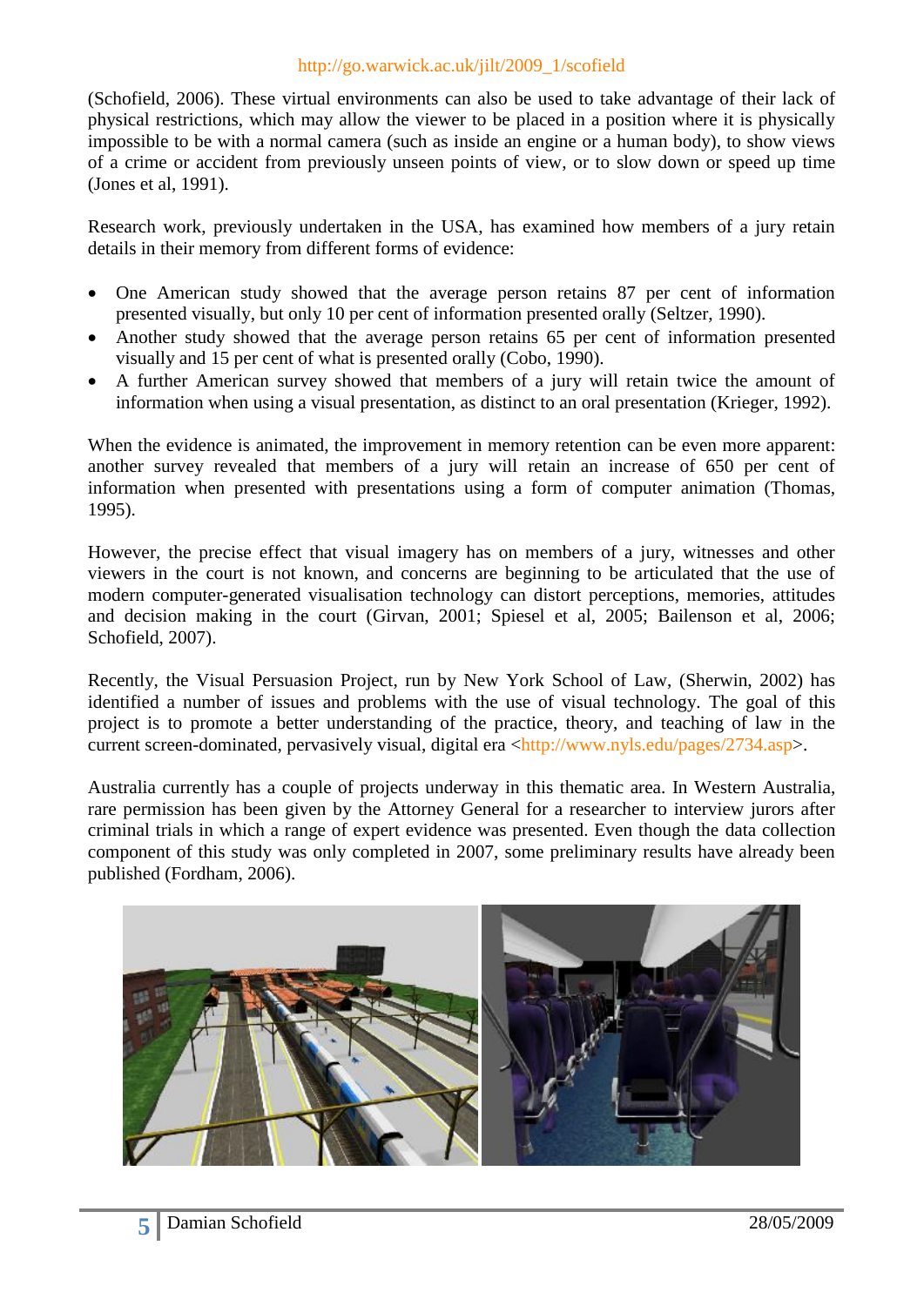(Schofield, 2006). These virtual environments can also be used to take advantage of their lack of physical restrictions, which may allow the viewer to be placed in a position where it is physically impossible to be with a normal camera (such as inside an engine or a human body), to show views of a crime or accident from previously unseen points of view, or to slow down or speed up time (Jones et al, 1991).

Research work, previously undertaken in the USA, has examined how members of a jury retain details in their memory from different forms of evidence:

- One American study showed that the average person retains 87 per cent of information presented visually, but only 10 per cent of information presented orally (Seltzer, 1990).
- Another study showed that the average person retains 65 per cent of information presented visually and 15 per cent of what is presented orally (Cobo, 1990).
- A further American survey showed that members of a jury will retain twice the amount of information when using a visual presentation, as distinct to an oral presentation (Krieger, 1992).

When the evidence is animated, the improvement in memory retention can be even more apparent: another survey revealed that members of a jury will retain an increase of 650 per cent of information when presented with presentations using a form of computer animation (Thomas, 1995).

However, the precise effect that visual imagery has on members of a jury, witnesses and other viewers in the court is not known, and concerns are beginning to be articulated that the use of modern computer-generated visualisation technology can distort perceptions, memories, attitudes and decision making in the court (Girvan, 2001; Spiesel et al, 2005; Bailenson et al, 2006; Schofield, 2007).

Recently, the Visual Persuasion Project, run by New York School of Law, (Sherwin, 2002) has identified a number of issues and problems with the use of visual technology. The goal of this project is to promote a better understanding of the practice, theory, and teaching of law in the current screen-dominated, pervasively visual, digital era <http://www.nyls.edu/pages/2734.asp>.

Australia currently has a couple of projects underway in this thematic area. In Western Australia, rare permission has been given by the Attorney General for a researcher to interview jurors after criminal trials in which a range of expert evidence was presented. Even though the data collection component of this study was only completed in 2007, some preliminary results have already been published (Fordham, 2006).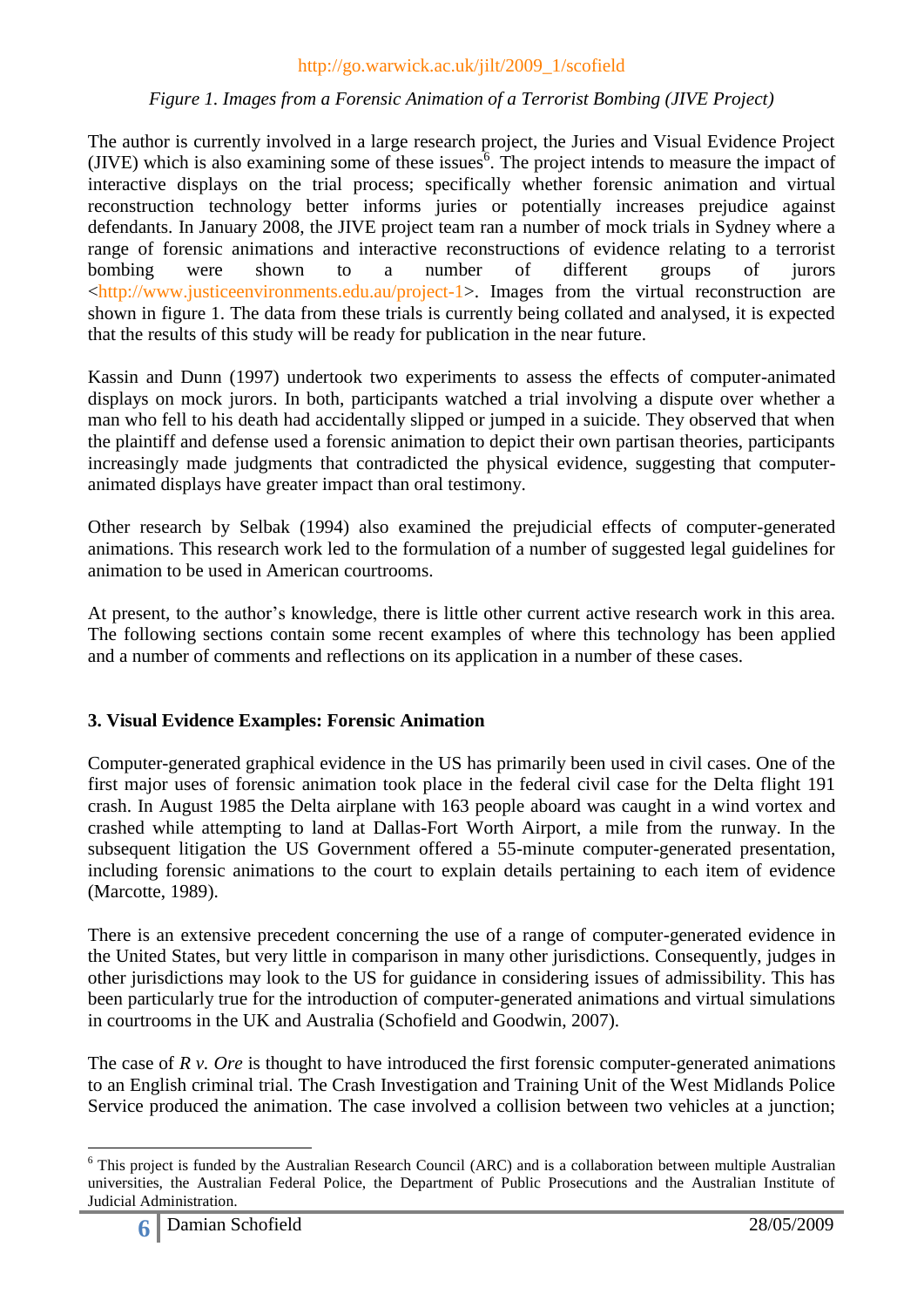*Figure 1. Images from a Forensic Animation of a Terrorist Bombing (JIVE Project)*

The author is currently involved in a large research project, the Juries and Visual Evidence Project (JIVE) which is also examining some of these issues[6]. The project intends to measure the impact of interactive displays on the trial process; specifically whether forensic animation and virtual reconstruction technology better informs juries or potentially increases prejudice against defendants. In January 2008, the JIVE project team ran a number of mock trials in Sydney where a range of forensic animations and interactive reconstructions of evidence relating to a terrorist bombing were shown to a number of different groups of jurors <http://www.justiceenvironments.edu.au/project-1>. Images from the virtual reconstruction are shown in figure 1. The data from these trials is currently being collated and analysed, it is expected that the results of this study will be ready for publication in the near future.

Kassin and Dunn (1997) undertook two experiments to assess the effects of computer-animated displays on mock jurors. In both, participants watched a trial involving a dispute over whether a man who fell to his death had accidentally slipped or jumped in a suicide. They observed that when the plaintiff and defense used a forensic animation to depict their own partisan theories, participants increasingly made judgments that contradicted the physical evidence, suggesting that computer-animated displays have greater impact than oral testimony.

Other research by Selbak (1994) also examined the prejudicial effects of computer-generated animations. This research work led to the formulation of a number of suggested legal guidelines for animation to be used in American courtrooms.

At present, to the author's knowledge, there is little other current active research work in this area. The following sections contain some recent examples of where this technology has been applied and a number of comments and reflections on its application in a number of these cases.

## 3. Visual Evidence Examples: Forensic Animation

Computer-generated graphical evidence in the US has primarily been used in civil cases. One of the first major uses of forensic animation took place in the federal civil case for the Delta flight 191 crash. In August 1985 the Delta airplane with 163 people aboard was caught in a wind vortex and crashed while attempting to land at Dallas-Fort Worth Airport, a mile from the runway. In the subsequent litigation the US Government offered a 55-minute computer-generated presentation, including forensic animations to the court to explain details pertaining to each item of evidence (Marcotte, 1989).

There is an extensive precedent concerning the use of a range of computer-generated evidence in the United States, but very little in comparison in many other jurisdictions. Consequently, judges in other jurisdictions may look to the US for guidance in considering issues of admissibility. This has been particularly true for the introduction of computer-generated animations and virtual simulations in courtrooms in the UK and Australia (Schofield and Goodwin, 2007).

The case of *R v. Ore* is thought to have introduced the first forensic computer-generated animations to an English criminal trial. The Crash Investigation and Training Unit of the West Midlands Police Service produced the animation. The case involved a collision between two vehicles at a junction;

---

[6] This project is funded by the Australian Research Council (ARC) and is a collaboration between multiple Australian universities, the Australian Federal Police, the Department of Public Prosecutions and the Australian Institute of Judicial Administration.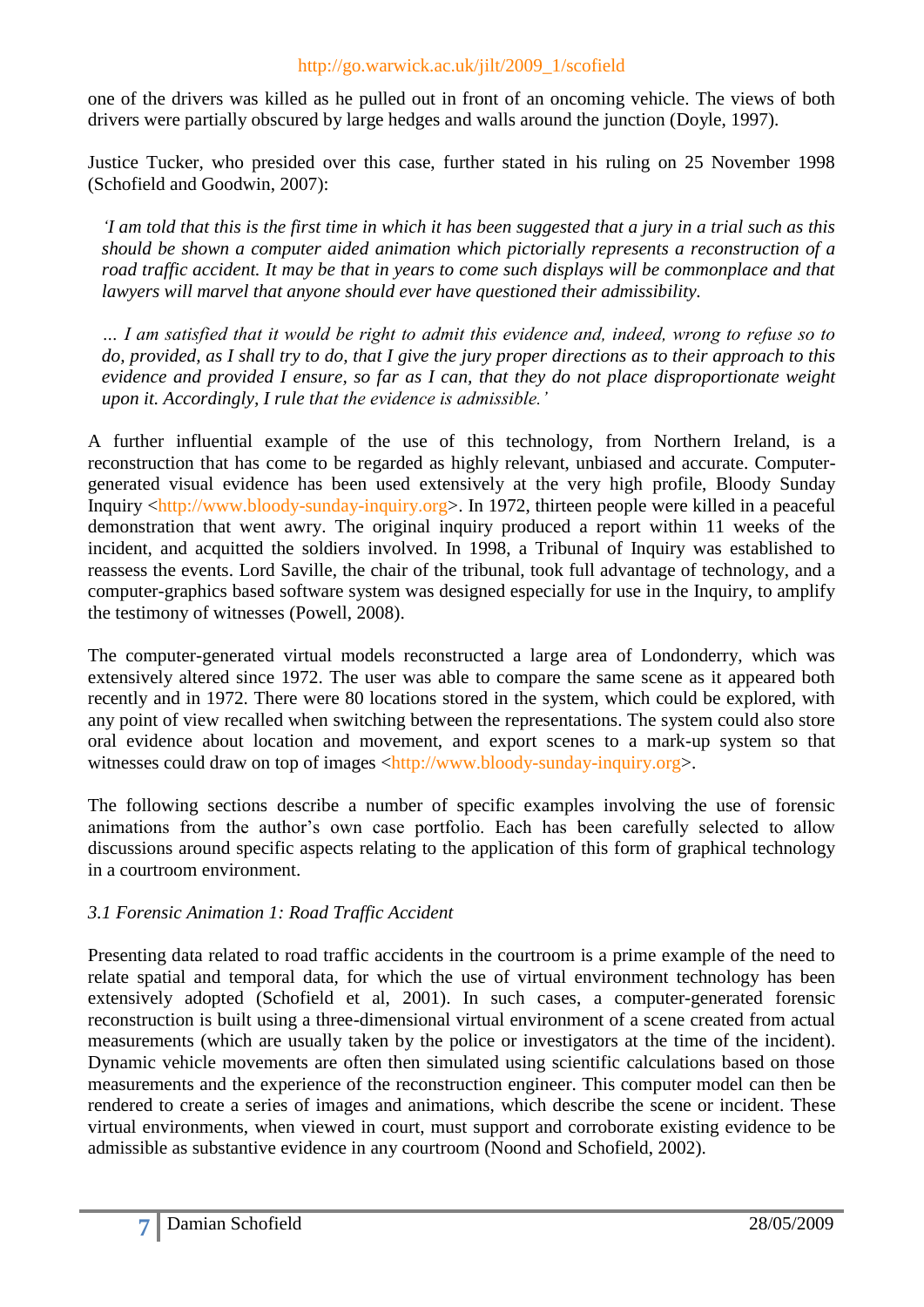one of the drivers was killed as he pulled out in front of an oncoming vehicle. The views of both drivers were partially obscured by large hedges and walls around the junction (Doyle, 1997).

Justice Tucker, who presided over this case, further stated in his ruling on 25 November 1998 (Schofield and Goodwin, 2007):

> *'I am told that this is the first time in which it has been suggested that a jury in a trial such as this should be shown a computer aided animation which pictorially represents a reconstruction of a road traffic accident. It may be that in years to come such displays will be commonplace and that lawyers will marvel that anyone should ever have questioned their admissibility.*
>
> *… I am satisfied that it would be right to admit this evidence and, indeed, wrong to refuse so to do, provided, as I shall try to do, that I give the jury proper directions as to their approach to this evidence and provided I ensure, so far as I can, that they do not place disproportionate weight upon it. Accordingly, I rule that the evidence is admissible.'*

A further influential example of the use of this technology, from Northern Ireland, is a reconstruction that has come to be regarded as highly relevant, unbiased and accurate. Computer-generated visual evidence has been used extensively at the very high profile, Bloody Sunday Inquiry <http://www.bloody-sunday-inquiry.org>. In 1972, thirteen people were killed in a peaceful demonstration that went awry. The original inquiry produced a report within 11 weeks of the incident, and acquitted the soldiers involved. In 1998, a Tribunal of Inquiry was established to reassess the events. Lord Saville, the chair of the tribunal, took full advantage of technology, and a computer-graphics based software system was designed especially for use in the Inquiry, to amplify the testimony of witnesses (Powell, 2008).

The computer-generated virtual models reconstructed a large area of Londonderry, which was extensively altered since 1972. The user was able to compare the same scene as it appeared both recently and in 1972. There were 80 locations stored in the system, which could be explored, with any point of view recalled when switching between the representations. The system could also store oral evidence about location and movement, and export scenes to a mark-up system so that witnesses could draw on top of images <http://www.bloody-sunday-inquiry.org>.

The following sections describe a number of specific examples involving the use of forensic animations from the author's own case portfolio. Each has been carefully selected to allow discussions around specific aspects relating to the application of this form of graphical technology in a courtroom environment.

### *3.1 Forensic Animation 1: Road Traffic Accident*

Presenting data related to road traffic accidents in the courtroom is a prime example of the need to relate spatial and temporal data, for which the use of virtual environment technology has been extensively adopted (Schofield et al, 2001). In such cases, a computer-generated forensic reconstruction is built using a three-dimensional virtual environment of a scene created from actual measurements (which are usually taken by the police or investigators at the time of the incident). Dynamic vehicle movements are often then simulated using scientific calculations based on those measurements and the experience of the reconstruction engineer. This computer model can then be rendered to create a series of images and animations, which describe the scene or incident. These virtual environments, when viewed in court, must support and corroborate existing evidence to be admissible as substantive evidence in any courtroom (Noond and Schofield, 2002).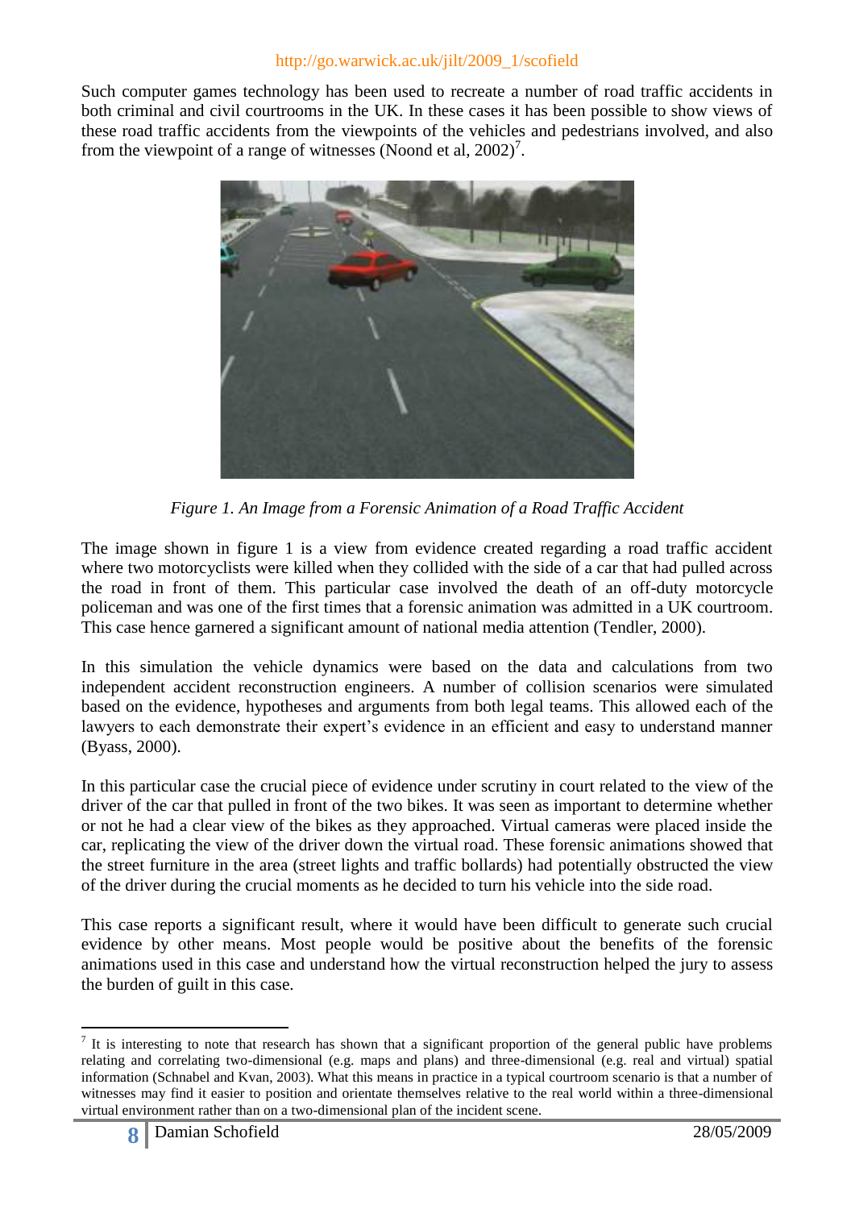Such computer games technology has been used to recreate a number of road traffic accidents in both criminal and civil courtrooms in the UK. In these cases it has been possible to show views of these road traffic accidents from the viewpoints of the vehicles and pedestrians involved, and also from the viewpoint of a range of witnesses (Noond et al, 2002)[7].

*Figure 1. An Image from a Forensic Animation of a Road Traffic Accident*

The image shown in figure 1 is a view from evidence created regarding a road traffic accident where two motorcyclists were killed when they collided with the side of a car that had pulled across the road in front of them. This particular case involved the death of an off-duty motorcycle policeman and was one of the first times that a forensic animation was admitted in a UK courtroom. This case hence garnered a significant amount of national media attention (Tendler, 2000).

In this simulation the vehicle dynamics were based on the data and calculations from two independent accident reconstruction engineers. A number of collision scenarios were simulated based on the evidence, hypotheses and arguments from both legal teams. This allowed each of the lawyers to each demonstrate their expert's evidence in an efficient and easy to understand manner (Byass, 2000).

In this particular case the crucial piece of evidence under scrutiny in court related to the view of the driver of the car that pulled in front of the two bikes. It was seen as important to determine whether or not he had a clear view of the bikes as they approached. Virtual cameras were placed inside the car, replicating the view of the driver down the virtual road. These forensic animations showed that the street furniture in the area (street lights and traffic bollards) had potentially obstructed the view of the driver during the crucial moments as he decided to turn his vehicle into the side road.

This case reports a significant result, where it would have been difficult to generate such crucial evidence by other means. Most people would be positive about the benefits of the forensic animations used in this case and understand how the virtual reconstruction helped the jury to assess the burden of guilt in this case.

---

[7] It is interesting to note that research has shown that a significant proportion of the general public have problems relating and correlating two-dimensional (e.g. maps and plans) and three-dimensional (e.g. real and virtual) spatial information (Schnabel and Kvan, 2003). What this means in practice in a typical courtroom scenario is that a number of witnesses may find it easier to position and orientate themselves relative to the real world within a three-dimensional virtual environment rather than on a two-dimensional plan of the incident scene.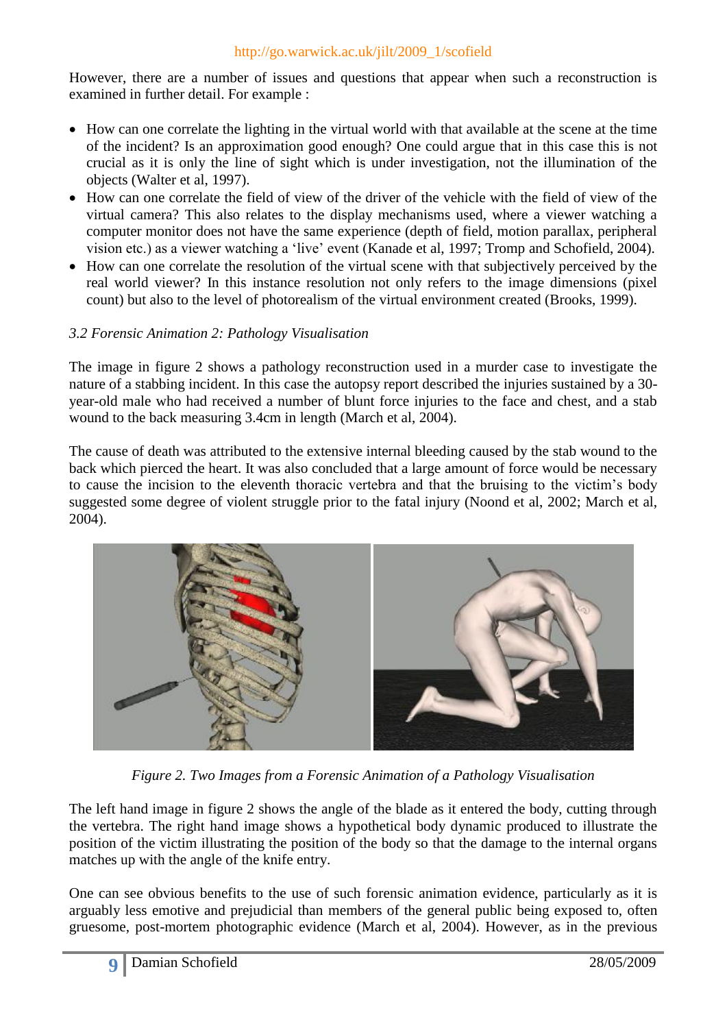However, there are a number of issues and questions that appear when such a reconstruction is examined in further detail. For example :

- How can one correlate the lighting in the virtual world with that available at the scene at the time of the incident? Is an approximation good enough? One could argue that in this case this is not crucial as it is only the line of sight which is under investigation, not the illumination of the objects (Walter et al, 1997).
- How can one correlate the field of view of the driver of the vehicle with the field of view of the virtual camera? This also relates to the display mechanisms used, where a viewer watching a computer monitor does not have the same experience (depth of field, motion parallax, peripheral vision etc.) as a viewer watching a 'live' event (Kanade et al, 1997; Tromp and Schofield, 2004).
- How can one correlate the resolution of the virtual scene with that subjectively perceived by the real world viewer? In this instance resolution not only refers to the image dimensions (pixel count) but also to the level of photorealism of the virtual environment created (Brooks, 1999).

### *3.2 Forensic Animation 2: Pathology Visualisation*

The image in figure 2 shows a pathology reconstruction used in a murder case to investigate the nature of a stabbing incident. In this case the autopsy report described the injuries sustained by a 30-year-old male who had received a number of blunt force injuries to the face and chest, and a stab wound to the back measuring 3.4cm in length (March et al, 2004).

The cause of death was attributed to the extensive internal bleeding caused by the stab wound to the back which pierced the heart. It was also concluded that a large amount of force would be necessary to cause the incision to the eleventh thoracic vertebra and that the bruising to the victim's body suggested some degree of violent struggle prior to the fatal injury (Noond et al, 2002; March et al, 2004).

*Figure 2. Two Images from a Forensic Animation of a Pathology Visualisation*

The left hand image in figure 2 shows the angle of the blade as it entered the body, cutting through the vertebra. The right hand image shows a hypothetical body dynamic produced to illustrate the position of the victim illustrating the position of the body so that the damage to the internal organs matches up with the angle of the knife entry.

One can see obvious benefits to the use of such forensic animation evidence, particularly as it is arguably less emotive and prejudicial than members of the general public being exposed to, often gruesome, post-mortem photographic evidence (March et al, 2004). However, as in the previous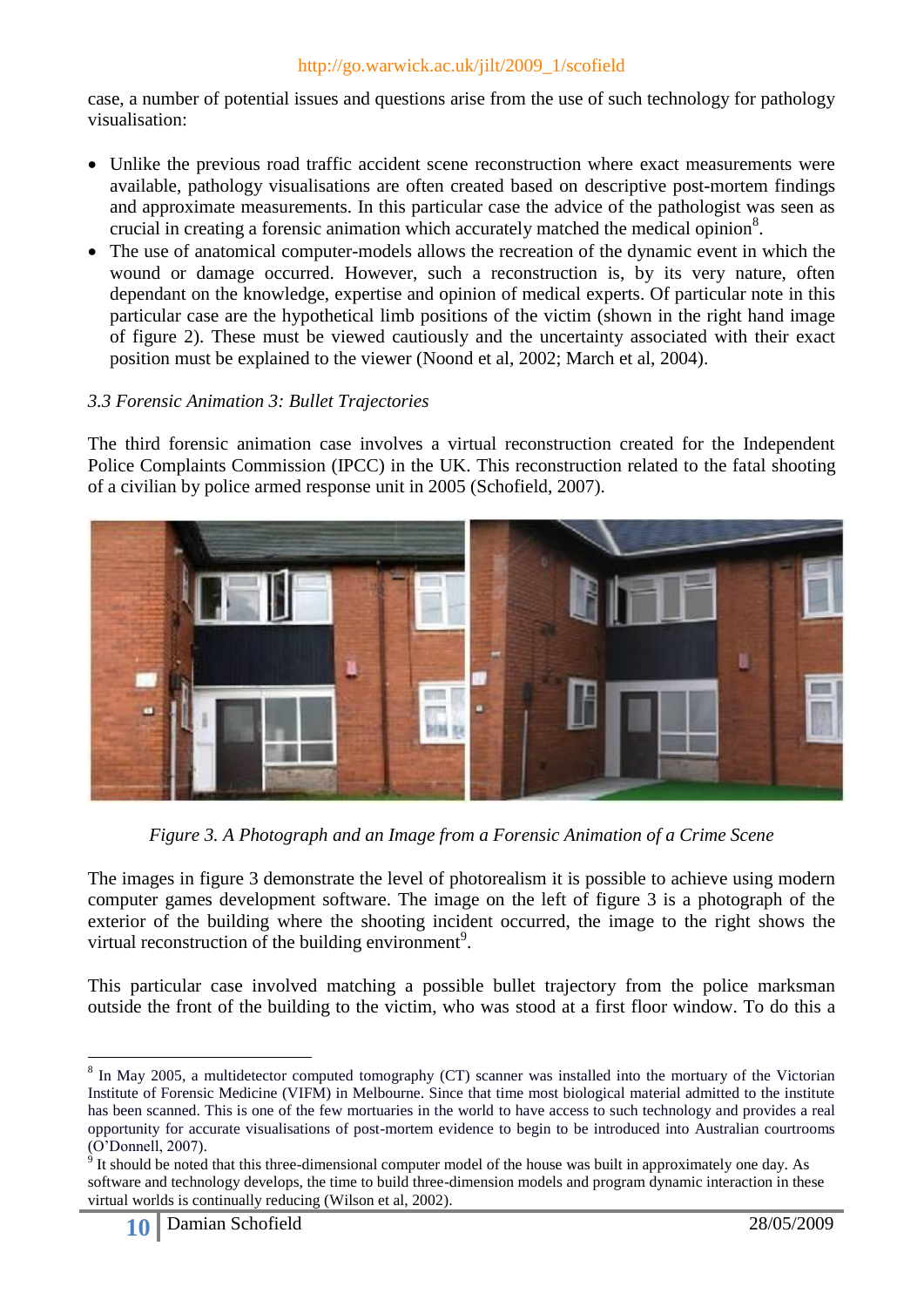case, a number of potential issues and questions arise from the use of such technology for pathology visualisation:

- Unlike the previous road traffic accident scene reconstruction where exact measurements were available, pathology visualisations are often created based on descriptive post-mortem findings and approximate measurements. In this particular case the advice of the pathologist was seen as crucial in creating a forensic animation which accurately matched the medical opinion[8].
- The use of anatomical computer-models allows the recreation of the dynamic event in which the wound or damage occurred. However, such a reconstruction is, by its very nature, often dependant on the knowledge, expertise and opinion of medical experts. Of particular note in this particular case are the hypothetical limb positions of the victim (shown in the right hand image of figure 2). These must be viewed cautiously and the uncertainty associated with their exact position must be explained to the viewer (Noond et al, 2002; March et al, 2004).

### *3.3 Forensic Animation 3: Bullet Trajectories*

The third forensic animation case involves a virtual reconstruction created for the Independent Police Complaints Commission (IPCC) in the UK. This reconstruction related to the fatal shooting of a civilian by police armed response unit in 2005 (Schofield, 2007).

*Figure 3. A Photograph and an Image from a Forensic Animation of a Crime Scene*

The images in figure 3 demonstrate the level of photorealism it is possible to achieve using modern computer games development software. The image on the left of figure 3 is a photograph of the exterior of the building where the shooting incident occurred, the image to the right shows the virtual reconstruction of the building environment[9].

This particular case involved matching a possible bullet trajectory from the police marksman outside the front of the building to the victim, who was stood at a first floor window. To do this a

---

[8] In May 2005, a multidetector computed tomography (CT) scanner was installed into the mortuary of the Victorian Institute of Forensic Medicine (VIFM) in Melbourne. Since that time most biological material admitted to the institute has been scanned. This is one of the few mortuaries in the world to have access to such technology and provides a real opportunity for accurate visualisations of post-mortem evidence to begin to be introduced into Australian courtrooms (O'Donnell, 2007).

[9] It should be noted that this three-dimensional computer model of the house was built in approximately one day. As software and technology develops, the time to build three-dimension models and program dynamic interaction in these virtual worlds is continually reducing (Wilson et al, 2002).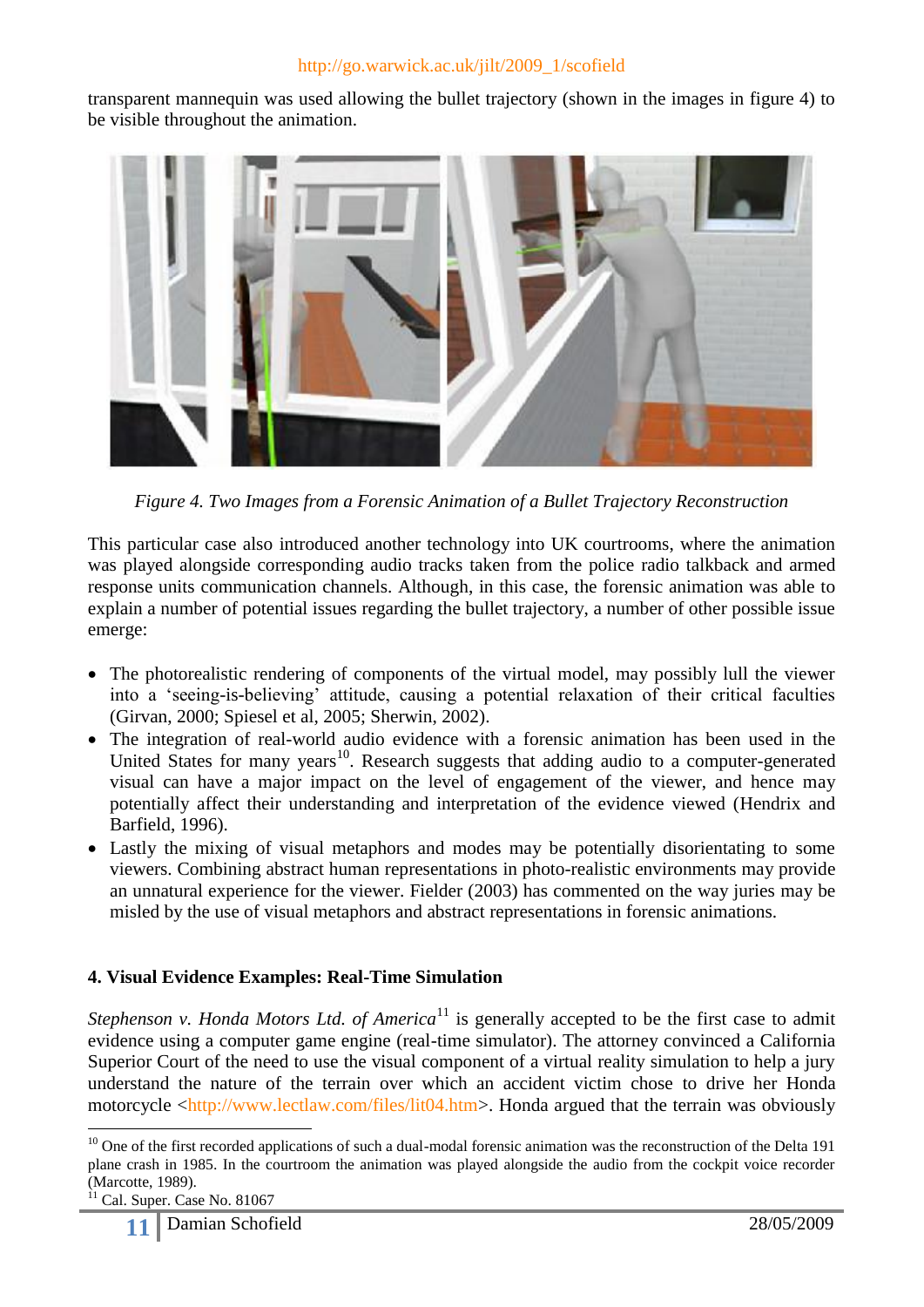transparent mannequin was used allowing the bullet trajectory (shown in the images in figure 4) to be visible throughout the animation.

*Figure 4. Two Images from a Forensic Animation of a Bullet Trajectory Reconstruction*

This particular case also introduced another technology into UK courtrooms, where the animation was played alongside corresponding audio tracks taken from the police radio talkback and armed response units communication channels. Although, in this case, the forensic animation was able to explain a number of potential issues regarding the bullet trajectory, a number of other possible issue emerge:

- The photorealistic rendering of components of the virtual model, may possibly lull the viewer into a 'seeing-is-believing' attitude, causing a potential relaxation of their critical faculties (Girvan, 2000; Spiesel et al, 2005; Sherwin, 2002).
- The integration of real-world audio evidence with a forensic animation has been used in the United States for many years[10]. Research suggests that adding audio to a computer-generated visual can have a major impact on the level of engagement of the viewer, and hence may potentially affect their understanding and interpretation of the evidence viewed (Hendrix and Barfield, 1996).
- Lastly the mixing of visual metaphors and modes may be potentially disorientating to some viewers. Combining abstract human representations in photo-realistic environments may provide an unnatural experience for the viewer. Fielder (2003) has commented on the way juries may be misled by the use of visual metaphors and abstract representations in forensic animations.

## 4. Visual Evidence Examples: Real-Time Simulation

*Stephenson v. Honda Motors Ltd. of America*[11] is generally accepted to be the first case to admit evidence using a computer game engine (real-time simulator). The attorney convinced a California Superior Court of the need to use the visual component of a virtual reality simulation to help a jury understand the nature of the terrain over which an accident victim chose to drive her Honda motorcycle <http://www.lectlaw.com/files/lit04.htm>. Honda argued that the terrain was obviously

---

[10] One of the first recorded applications of such a dual-modal forensic animation was the reconstruction of the Delta 191 plane crash in 1985. In the courtroom the animation was played alongside the audio from the cockpit voice recorder (Marcotte, 1989).

[11] Cal. Super. Case No. 81067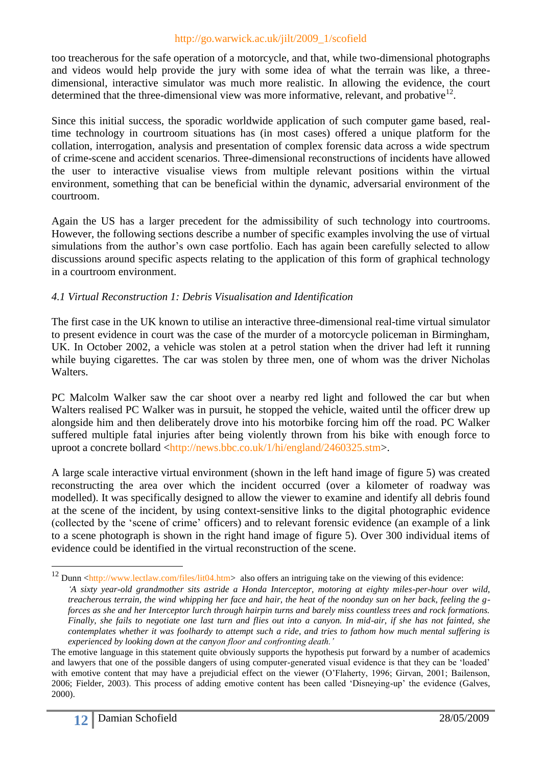too treacherous for the safe operation of a motorcycle, and that, while two-dimensional photographs and videos would help provide the jury with some idea of what the terrain was like, a three-dimensional, interactive simulator was much more realistic. In allowing the evidence, the court determined that the three-dimensional view was more informative, relevant, and probative[12].

Since this initial success, the sporadic worldwide application of such computer game based, real-time technology in courtroom situations has (in most cases) offered a unique platform for the collation, interrogation, analysis and presentation of complex forensic data across a wide spectrum of crime-scene and accident scenarios. Three-dimensional reconstructions of incidents have allowed the user to interactive visualise views from multiple relevant positions within the virtual environment, something that can be beneficial within the dynamic, adversarial environment of the courtroom.

Again the US has a larger precedent for the admissibility of such technology into courtrooms. However, the following sections describe a number of specific examples involving the use of virtual simulations from the author's own case portfolio. Each has again been carefully selected to allow discussions around specific aspects relating to the application of this form of graphical technology in a courtroom environment.

### *4.1 Virtual Reconstruction 1: Debris Visualisation and Identification*

The first case in the UK known to utilise an interactive three-dimensional real-time virtual simulator to present evidence in court was the case of the murder of a motorcycle policeman in Birmingham, UK. In October 2002, a vehicle was stolen at a petrol station when the driver had left it running while buying cigarettes. The car was stolen by three men, one of whom was the driver Nicholas Walters.

PC Malcolm Walker saw the car shoot over a nearby red light and followed the car but when Walters realised PC Walker was in pursuit, he stopped the vehicle, waited until the officer drew up alongside him and then deliberately drove into his motorbike forcing him off the road. PC Walker suffered multiple fatal injuries after being violently thrown from his bike with enough force to uproot a concrete bollard <http://news.bbc.co.uk/1/hi/england/2460325.stm>.

A large scale interactive virtual environment (shown in the left hand image of figure 5) was created reconstructing the area over which the incident occurred (over a kilometer of roadway was modelled). It was specifically designed to allow the viewer to examine and identify all debris found at the scene of the incident, by using context-sensitive links to the digital photographic evidence (collected by the 'scene of crime' officers) and to relevant forensic evidence (an example of a link to a scene photograph is shown in the right hand image of figure 5). Over 300 individual items of evidence could be identified in the virtual reconstruction of the scene.

---

[12] Dunn <http://www.lectlaw.com/files/lit04.htm> also offers an intriguing take on the viewing of this evidence:

> *'A sixty year-old grandmother sits astride a Honda Interceptor, motoring at eighty miles-per-hour over wild, treacherous terrain, the wind whipping her face and hair, the heat of the noonday sun on her back, feeling the g-forces as she and her Interceptor lurch through hairpin turns and barely miss countless trees and rock formations. Finally, she fails to negotiate one last turn and flies out into a canyon. In mid-air, if she has not fainted, she contemplates whether it was foolhardy to attempt such a ride, and tries to fathom how much mental suffering is experienced by looking down at the canyon floor and confronting death.'*

The emotive language in this statement quite obviously supports the hypothesis put forward by a number of academics and lawyers that one of the possible dangers of using computer-generated visual evidence is that they can be 'loaded' with emotive content that may have a prejudicial effect on the viewer (O'Flaherty, 1996; Girvan, 2001; Bailenson, 2006; Fielder, 2003). This process of adding emotive content has been called 'Disneying-up' the evidence (Galves, 2000).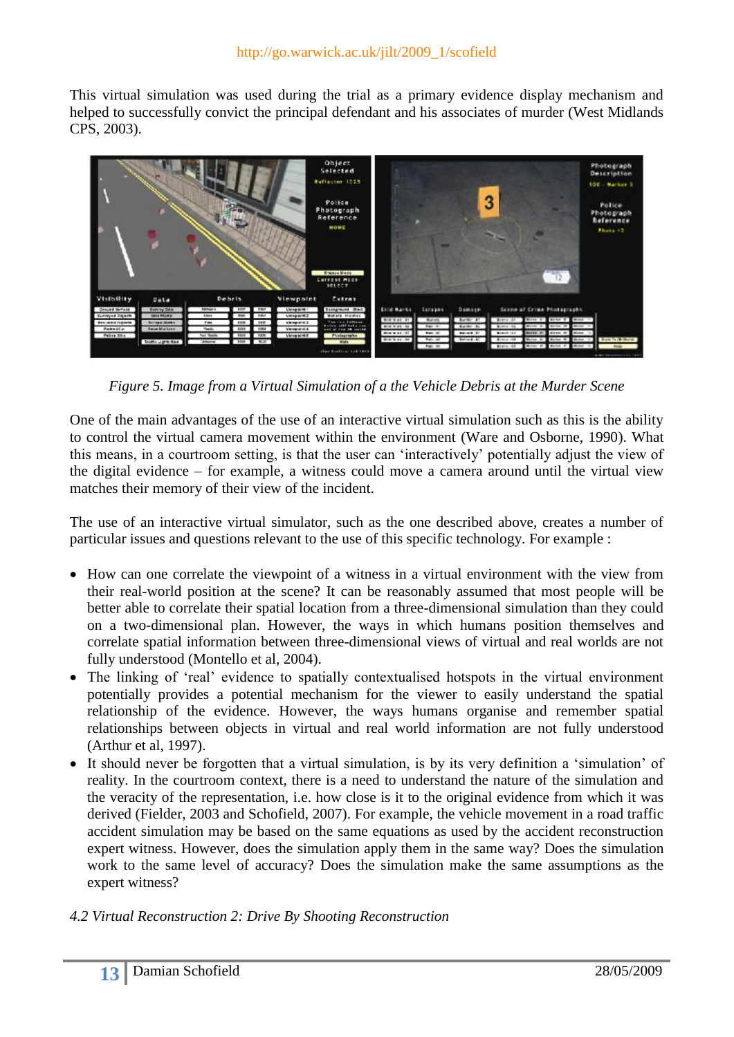This virtual simulation was used during the trial as a primary evidence display mechanism and helped to successfully convict the principal defendant and his associates of murder (West Midlands CPS, 2003).

*Figure 5. Image from a Virtual Simulation of a the Vehicle Debris at the Murder Scene*

One of the main advantages of the use of an interactive virtual simulation such as this is the ability to control the virtual camera movement within the environment (Ware and Osborne, 1990). What this means, in a courtroom setting, is that the user can 'interactively' potentially adjust the view of the digital evidence – for example, a witness could move a camera around until the virtual view matches their memory of their view of the incident.

The use of an interactive virtual simulator, such as the one described above, creates a number of particular issues and questions relevant to the use of this specific technology. For example :

- How can one correlate the viewpoint of a witness in a virtual environment with the view from their real-world position at the scene? It can be reasonably assumed that most people will be better able to correlate their spatial location from a three-dimensional simulation than they could on a two-dimensional plan. However, the ways in which humans position themselves and correlate spatial information between three-dimensional views of virtual and real worlds are not fully understood (Montello et al, 2004).
- The linking of 'real' evidence to spatially contextualised hotspots in the virtual environment potentially provides a potential mechanism for the viewer to easily understand the spatial relationship of the evidence. However, the ways humans organise and remember spatial relationships between objects in virtual and real world information are not fully understood (Arthur et al, 1997).
- It should never be forgotten that a virtual simulation, is by its very definition a 'simulation' of reality. In the courtroom context, there is a need to understand the nature of the simulation and the veracity of the representation, i.e. how close is it to the original evidence from which it was derived (Fielder, 2003 and Schofield, 2007). For example, the vehicle movement in a road traffic accident simulation may be based on the same equations as used by the accident reconstruction expert witness. However, does the simulation apply them in the same way? Does the simulation work to the same level of accuracy? Does the simulation make the same assumptions as the expert witness?

### *4.2 Virtual Reconstruction 2: Drive By Shooting Reconstruction*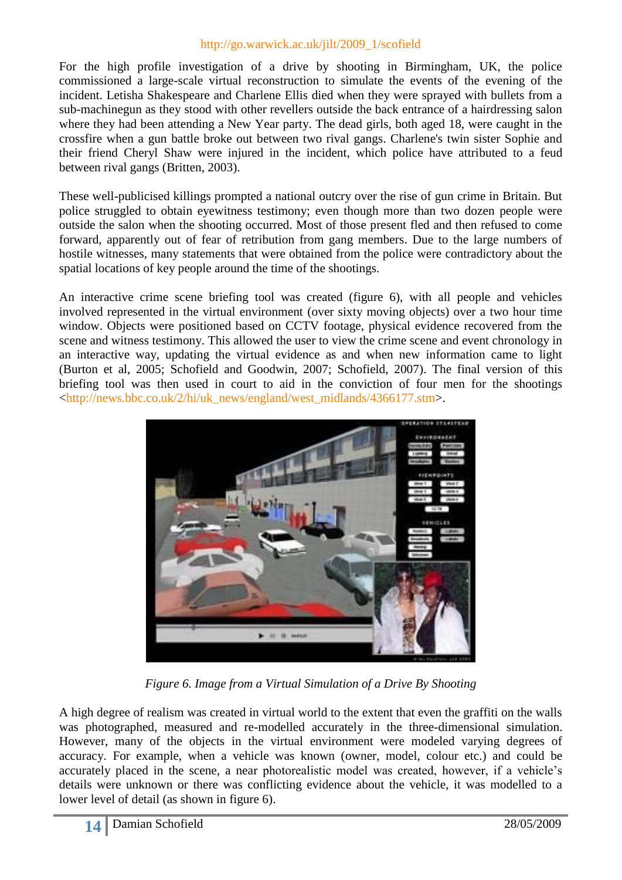For the high profile investigation of a drive by shooting in Birmingham, UK, the police commissioned a large-scale virtual reconstruction to simulate the events of the evening of the incident. Letisha Shakespeare and Charlene Ellis died when they were sprayed with bullets from a sub-machinegun as they stood with other revellers outside the back entrance of a hairdressing salon where they had been attending a New Year party. The dead girls, both aged 18, were caught in the crossfire when a gun battle broke out between two rival gangs. Charlene's twin sister Sophie and their friend Cheryl Shaw were injured in the incident, which police have attributed to a feud between rival gangs (Britten, 2003).

These well-publicised killings prompted a national outcry over the rise of gun crime in Britain. But police struggled to obtain eyewitness testimony; even though more than two dozen people were outside the salon when the shooting occurred. Most of those present fled and then refused to come forward, apparently out of fear of retribution from gang members. Due to the large numbers of hostile witnesses, many statements that were obtained from the police were contradictory about the spatial locations of key people around the time of the shootings.

An interactive crime scene briefing tool was created (figure 6), with all people and vehicles involved represented in the virtual environment (over sixty moving objects) over a two hour time window. Objects were positioned based on CCTV footage, physical evidence recovered from the scene and witness testimony. This allowed the user to view the crime scene and event chronology in an interactive way, updating the virtual evidence as and when new information came to light (Burton et al, 2005; Schofield and Goodwin, 2007; Schofield, 2007). The final version of this briefing tool was then used in court to aid in the conviction of four men for the shootings <http://news.bbc.co.uk/2/hi/uk_news/england/west_midlands/4366177.stm>.

*Figure 6. Image from a Virtual Simulation of a Drive By Shooting*

A high degree of realism was created in virtual world to the extent that even the graffiti on the walls was photographed, measured and re-modelled accurately in the three-dimensional simulation. However, many of the objects in the virtual environment were modeled varying degrees of accuracy. For example, when a vehicle was known (owner, model, colour etc.) and could be accurately placed in the scene, a near photorealistic model was created, however, if a vehicle's details were unknown or there was conflicting evidence about the vehicle, it was modelled to a lower level of detail (as shown in figure 6).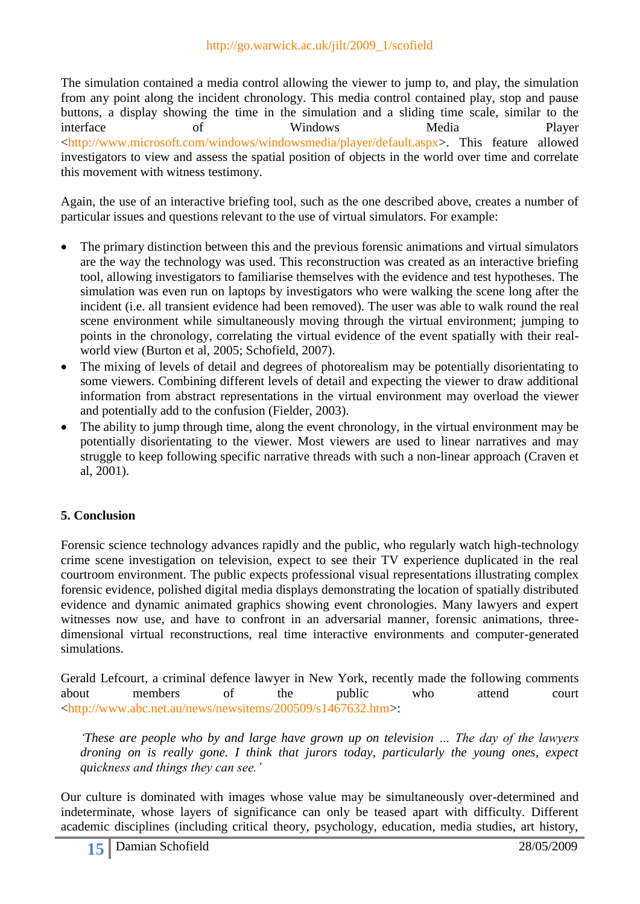The simulation contained a media control allowing the viewer to jump to, and play, the simulation from any point along the incident chronology. This media control contained play, stop and pause buttons, a display showing the time in the simulation and a sliding time scale, similar to the interface of Windows Media Player <http://www.microsoft.com/windows/windowsmedia/player/default.aspx>. This feature allowed investigators to view and assess the spatial position of objects in the world over time and correlate this movement with witness testimony.

Again, the use of an interactive briefing tool, such as the one described above, creates a number of particular issues and questions relevant to the use of virtual simulators. For example:

- The primary distinction between this and the previous forensic animations and virtual simulators are the way the technology was used. This reconstruction was created as an interactive briefing tool, allowing investigators to familiarise themselves with the evidence and test hypotheses. The simulation was even run on laptops by investigators who were walking the scene long after the incident (i.e. all transient evidence had been removed). The user was able to walk round the real scene environment while simultaneously moving through the virtual environment; jumping to points in the chronology, correlating the virtual evidence of the event spatially with their real-world view (Burton et al, 2005; Schofield, 2007).
- The mixing of levels of detail and degrees of photorealism may be potentially disorientating to some viewers. Combining different levels of detail and expecting the viewer to draw additional information from abstract representations in the virtual environment may overload the viewer and potentially add to the confusion (Fielder, 2003).
- The ability to jump through time, along the event chronology, in the virtual environment may be potentially disorientating to the viewer. Most viewers are used to linear narratives and may struggle to keep following specific narrative threads with such a non-linear approach (Craven et al, 2001).

## 5. Conclusion

Forensic science technology advances rapidly and the public, who regularly watch high-technology crime scene investigation on television, expect to see their TV experience duplicated in the real courtroom environment. The public expects professional visual representations illustrating complex forensic evidence, polished digital media displays demonstrating the location of spatially distributed evidence and dynamic animated graphics showing event chronologies. Many lawyers and expert witnesses now use, and have to confront in an adversarial manner, forensic animations, three-dimensional virtual reconstructions, real time interactive environments and computer-generated simulations.

Gerald Lefcourt, a criminal defence lawyer in New York, recently made the following comments about members of the public who attend court <http://www.abc.net.au/news/newsitems/200509/s1467632.htm>:

> *'These are people who by and large have grown up on television ... The day of the lawyers droning on is really gone. I think that jurors today, particularly the young ones, expect quickness and things they can see.'*

Our culture is dominated with images whose value may be simultaneously over-determined and indeterminate, whose layers of significance can only be teased apart with difficulty. Different academic disciplines (including critical theory, psychology, education, media studies, art history,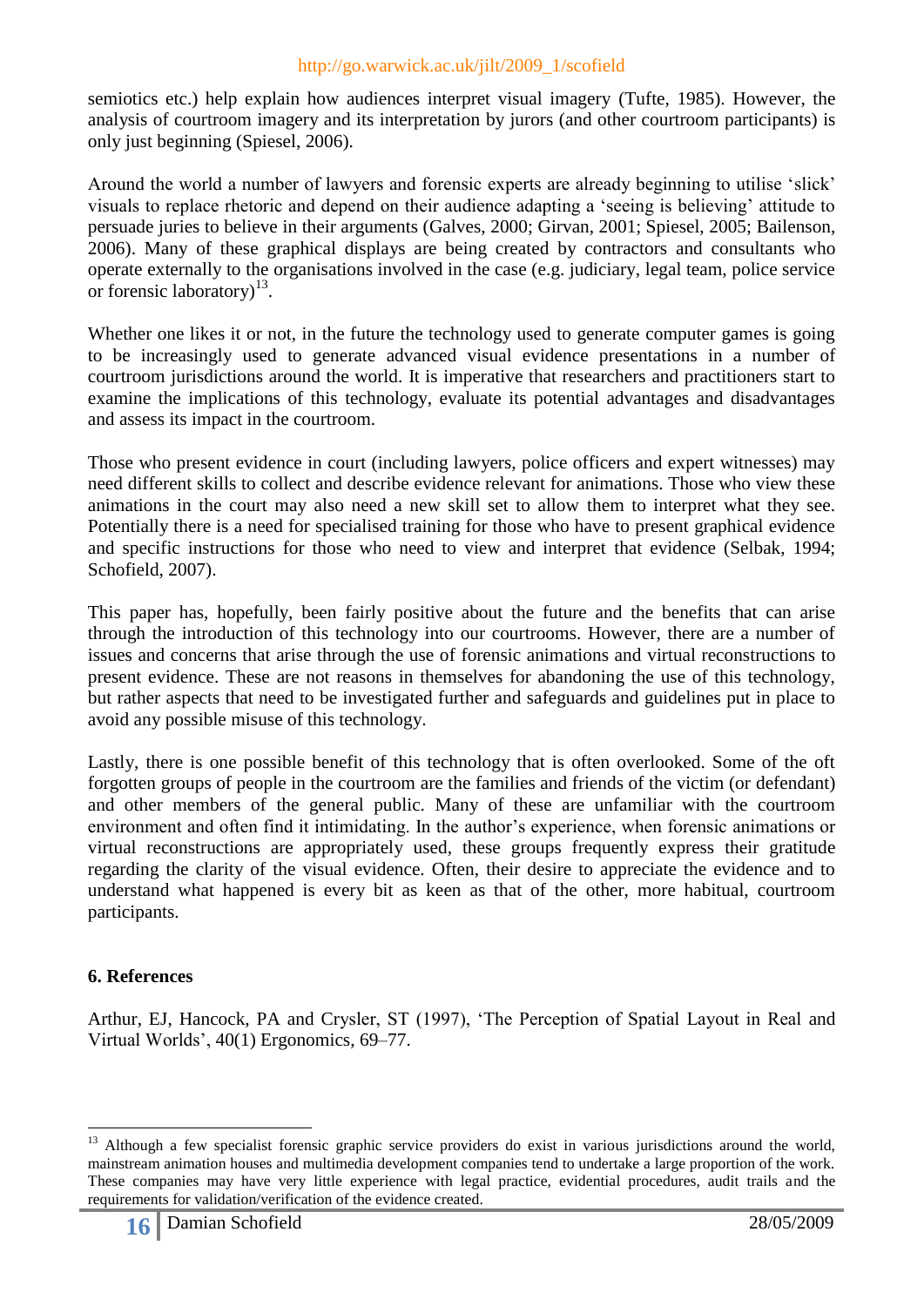semiotics etc.) help explain how audiences interpret visual imagery (Tufte, 1985). However, the analysis of courtroom imagery and its interpretation by jurors (and other courtroom participants) is only just beginning (Spiesel, 2006).

Around the world a number of lawyers and forensic experts are already beginning to utilise 'slick' visuals to replace rhetoric and depend on their audience adapting a 'seeing is believing' attitude to persuade juries to believe in their arguments (Galves, 2000; Girvan, 2001; Spiesel, 2005; Bailenson, 2006). Many of these graphical displays are being created by contractors and consultants who operate externally to the organisations involved in the case (e.g. judiciary, legal team, police service or forensic laboratory)[13].

Whether one likes it or not, in the future the technology used to generate computer games is going to be increasingly used to generate advanced visual evidence presentations in a number of courtroom jurisdictions around the world. It is imperative that researchers and practitioners start to examine the implications of this technology, evaluate its potential advantages and disadvantages and assess its impact in the courtroom.

Those who present evidence in court (including lawyers, police officers and expert witnesses) may need different skills to collect and describe evidence relevant for animations. Those who view these animations in the court may also need a new skill set to allow them to interpret what they see. Potentially there is a need for specialised training for those who have to present graphical evidence and specific instructions for those who need to view and interpret that evidence (Selbak, 1994; Schofield, 2007).

This paper has, hopefully, been fairly positive about the future and the benefits that can arise through the introduction of this technology into our courtrooms. However, there are a number of issues and concerns that arise through the use of forensic animations and virtual reconstructions to present evidence. These are not reasons in themselves for abandoning the use of this technology, but rather aspects that need to be investigated further and safeguards and guidelines put in place to avoid any possible misuse of this technology.

Lastly, there is one possible benefit of this technology that is often overlooked. Some of the oft forgotten groups of people in the courtroom are the families and friends of the victim (or defendant) and other members of the general public. Many of these are unfamiliar with the courtroom environment and often find it intimidating. In the author's experience, when forensic animations or virtual reconstructions are appropriately used, these groups frequently express their gratitude regarding the clarity of the visual evidence. Often, their desire to appreciate the evidence and to understand what happened is every bit as keen as that of the other, more habitual, courtroom participants.

## 6. References

Arthur, EJ, Hancock, PA and Crysler, ST (1997), 'The Perception of Spatial Layout in Real and Virtual Worlds', 40(1) Ergonomics, 69–77.

---

[13] Although a few specialist forensic graphic service providers do exist in various jurisdictions around the world, mainstream animation houses and multimedia development companies tend to undertake a large proportion of the work. These companies may have very little experience with legal practice, evidential procedures, audit trails and the requirements for validation/verification of the evidence created.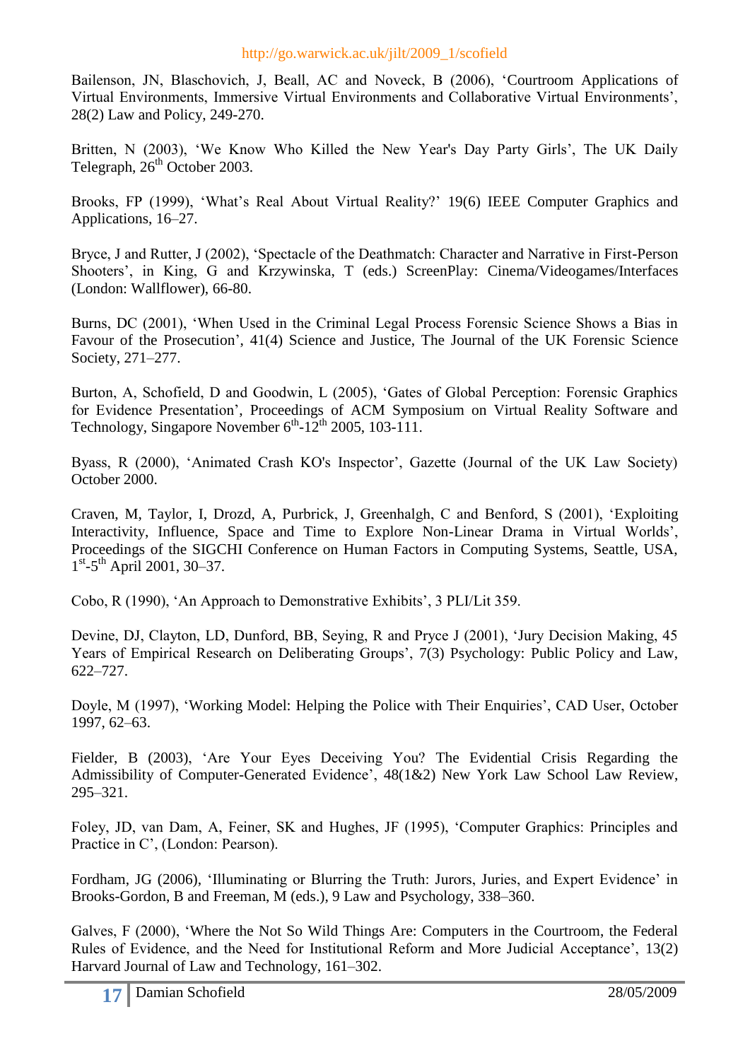Bailenson, JN, Blaschovich, J, Beall, AC and Noveck, B (2006), 'Courtroom Applications of Virtual Environments, Immersive Virtual Environments and Collaborative Virtual Environments', 28(2) Law and Policy, 249-270.

Britten, N (2003), 'We Know Who Killed the New Year's Day Party Girls', The UK Daily Telegraph, 26th October 2003.

Brooks, FP (1999), 'What's Real About Virtual Reality?' 19(6) IEEE Computer Graphics and Applications, 16–27.

Bryce, J and Rutter, J (2002), 'Spectacle of the Deathmatch: Character and Narrative in First-Person Shooters', in King, G and Krzywinska, T (eds.) ScreenPlay: Cinema/Videogames/Interfaces (London: Wallflower), 66-80.

Burns, DC (2001), 'When Used in the Criminal Legal Process Forensic Science Shows a Bias in Favour of the Prosecution', 41(4) Science and Justice, The Journal of the UK Forensic Science Society, 271–277.

Burton, A, Schofield, D and Goodwin, L (2005), 'Gates of Global Perception: Forensic Graphics for Evidence Presentation', Proceedings of ACM Symposium on Virtual Reality Software and Technology, Singapore November 6th-12th 2005, 103-111.

Byass, R (2000), 'Animated Crash KO's Inspector', Gazette (Journal of the UK Law Society) October 2000.

Craven, M, Taylor, I, Drozd, A, Purbrick, J, Greenhalgh, C and Benford, S (2001), 'Exploiting Interactivity, Influence, Space and Time to Explore Non-Linear Drama in Virtual Worlds', Proceedings of the SIGCHI Conference on Human Factors in Computing Systems, Seattle, USA, 1st-5th April 2001, 30–37.

Cobo, R (1990), 'An Approach to Demonstrative Exhibits', 3 PLI/Lit 359.

Devine, DJ, Clayton, LD, Dunford, BB, Seying, R and Pryce J (2001), 'Jury Decision Making, 45 Years of Empirical Research on Deliberating Groups', 7(3) Psychology: Public Policy and Law, 622–727.

Doyle, M (1997), 'Working Model: Helping the Police with Their Enquiries', CAD User, October 1997, 62–63.

Fielder, B (2003), 'Are Your Eyes Deceiving You? The Evidential Crisis Regarding the Admissibility of Computer-Generated Evidence', 48(1&2) New York Law School Law Review, 295–321.

Foley, JD, van Dam, A, Feiner, SK and Hughes, JF (1995), 'Computer Graphics: Principles and Practice in C', (London: Pearson).

Fordham, JG (2006), 'Illuminating or Blurring the Truth: Jurors, Juries, and Expert Evidence' in Brooks-Gordon, B and Freeman, M (eds.), 9 Law and Psychology, 338–360.

Galves, F (2000), 'Where the Not So Wild Things Are: Computers in the Courtroom, the Federal Rules of Evidence, and the Need for Institutional Reform and More Judicial Acceptance', 13(2) Harvard Journal of Law and Technology, 161–302.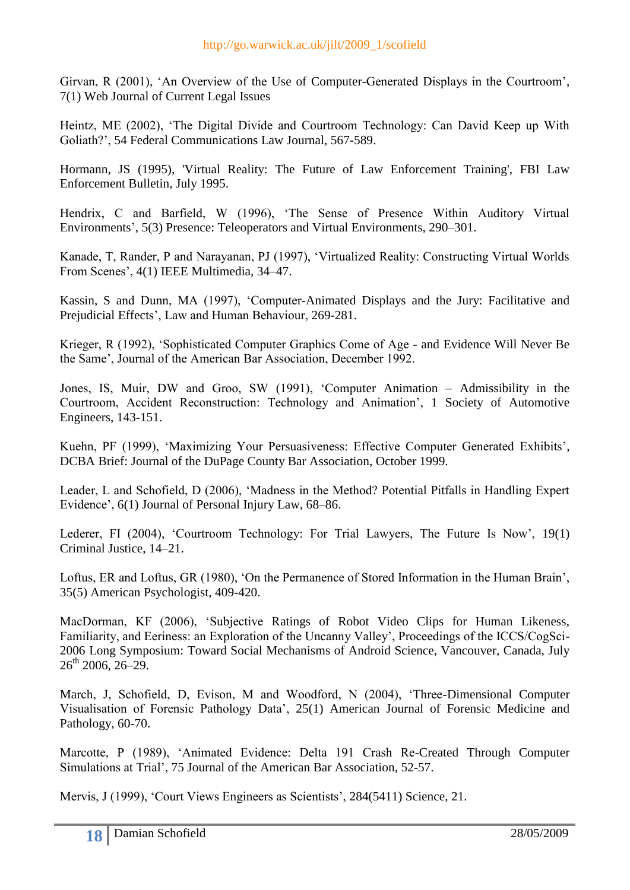Girvan, R (2001), 'An Overview of the Use of Computer-Generated Displays in the Courtroom', 7(1) Web Journal of Current Legal Issues

Heintz, ME (2002), 'The Digital Divide and Courtroom Technology: Can David Keep up With Goliath?', 54 Federal Communications Law Journal, 567-589.

Hormann, JS (1995), 'Virtual Reality: The Future of Law Enforcement Training', FBI Law Enforcement Bulletin, July 1995.

Hendrix, C and Barfield, W (1996), 'The Sense of Presence Within Auditory Virtual Environments', 5(3) Presence: Teleoperators and Virtual Environments, 290–301.

Kanade, T, Rander, P and Narayanan, PJ (1997), 'Virtualized Reality: Constructing Virtual Worlds From Scenes', 4(1) IEEE Multimedia, 34–47.

Kassin, S and Dunn, MA (1997), 'Computer-Animated Displays and the Jury: Facilitative and Prejudicial Effects', Law and Human Behaviour, 269-281.

Krieger, R (1992), 'Sophisticated Computer Graphics Come of Age - and Evidence Will Never Be the Same', Journal of the American Bar Association, December 1992.

Jones, IS, Muir, DW and Groo, SW (1991), 'Computer Animation – Admissibility in the Courtroom, Accident Reconstruction: Technology and Animation', 1 Society of Automotive Engineers, 143-151.

Kuehn, PF (1999), 'Maximizing Your Persuasiveness: Effective Computer Generated Exhibits', DCBA Brief: Journal of the DuPage County Bar Association, October 1999.

Leader, L and Schofield, D (2006), 'Madness in the Method? Potential Pitfalls in Handling Expert Evidence', 6(1) Journal of Personal Injury Law, 68–86.

Lederer, FI (2004), 'Courtroom Technology: For Trial Lawyers, The Future Is Now', 19(1) Criminal Justice, 14–21.

Loftus, ER and Loftus, GR (1980), 'On the Permanence of Stored Information in the Human Brain', 35(5) American Psychologist, 409-420.

MacDorman, KF (2006), 'Subjective Ratings of Robot Video Clips for Human Likeness, Familiarity, and Eeriness: an Exploration of the Uncanny Valley', Proceedings of the ICCS/CogSci-2006 Long Symposium: Toward Social Mechanisms of Android Science, Vancouver, Canada, July 26th 2006, 26–29.

March, J, Schofield, D, Evison, M and Woodford, N (2004), 'Three-Dimensional Computer Visualisation of Forensic Pathology Data', 25(1) American Journal of Forensic Medicine and Pathology, 60-70.

Marcotte, P (1989), 'Animated Evidence: Delta 191 Crash Re-Created Through Computer Simulations at Trial', 75 Journal of the American Bar Association, 52-57.

Mervis, J (1999), 'Court Views Engineers as Scientists', 284(5411) Science, 21.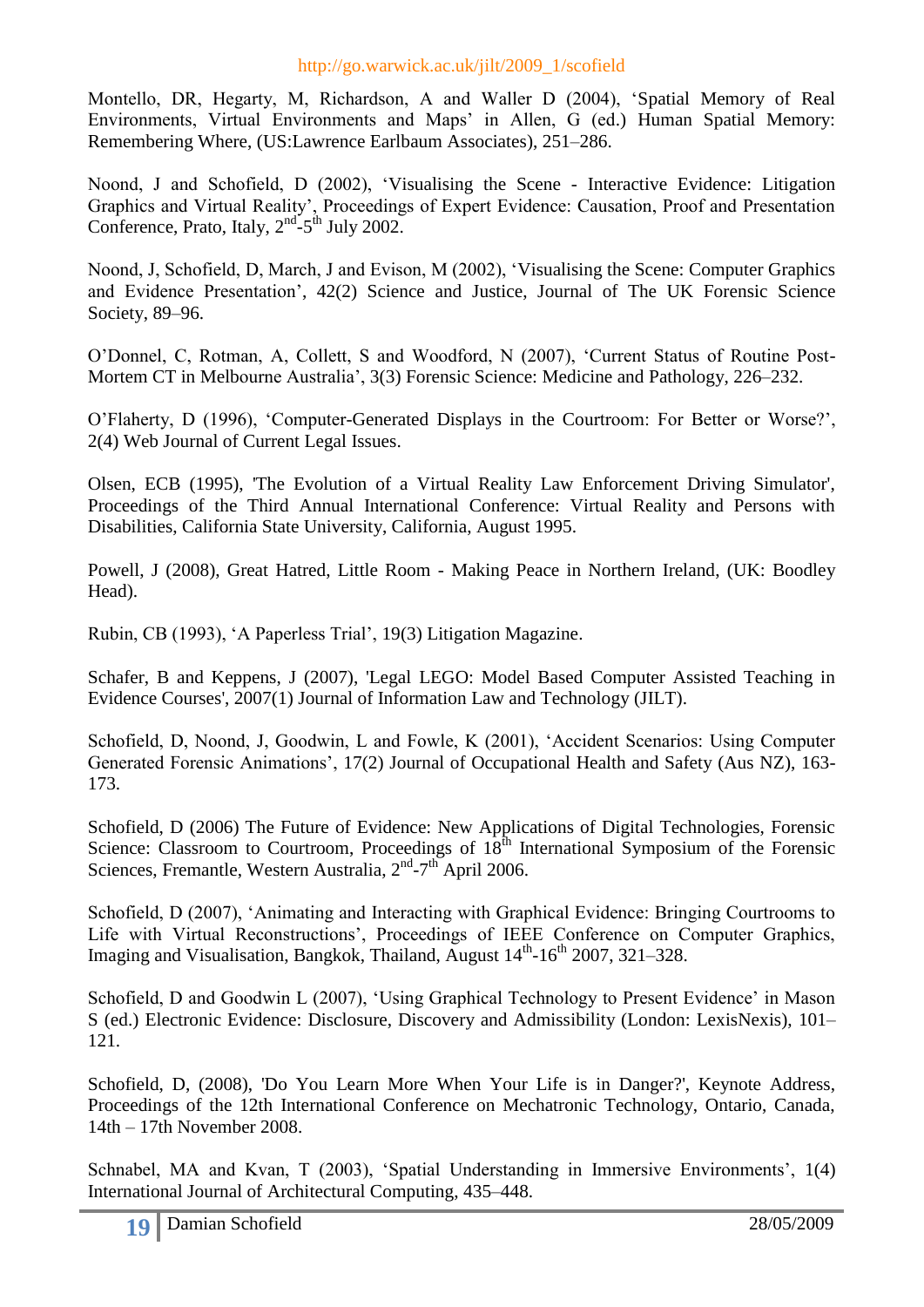Montello, DR, Hegarty, M, Richardson, A and Waller D (2004), ‘Spatial Memory of Real Environments, Virtual Environments and Maps’ in Allen, G (ed.) Human Spatial Memory: Remembering Where, (US:Lawrence Earlbaum Associates), 251–286.

Noond, J and Schofield, D (2002), ‘Visualising the Scene - Interactive Evidence: Litigation Graphics and Virtual Reality’, Proceedings of Expert Evidence: Causation, Proof and Presentation Conference, Prato, Italy, 2nd-5th July 2002.

Noond, J, Schofield, D, March, J and Evison, M (2002), ‘Visualising the Scene: Computer Graphics and Evidence Presentation’, 42(2) Science and Justice, Journal of The UK Forensic Science Society, 89–96.

O’Donnel, C, Rotman, A, Collett, S and Woodford, N (2007), ‘Current Status of Routine Post-Mortem CT in Melbourne Australia’, 3(3) Forensic Science: Medicine and Pathology, 226–232.

O’Flaherty, D (1996), ‘Computer-Generated Displays in the Courtroom: For Better or Worse?’, 2(4) Web Journal of Current Legal Issues.

Olsen, ECB (1995), 'The Evolution of a Virtual Reality Law Enforcement Driving Simulator', Proceedings of the Third Annual International Conference: Virtual Reality and Persons with Disabilities, California State University, California, August 1995.

Powell, J (2008), Great Hatred, Little Room - Making Peace in Northern Ireland, (UK: Boodley Head).

Rubin, CB (1993), ‘A Paperless Trial’, 19(3) Litigation Magazine.

Schafer, B and Keppens, J (2007), 'Legal LEGO: Model Based Computer Assisted Teaching in Evidence Courses', 2007(1) Journal of Information Law and Technology (JILT).

Schofield, D, Noond, J, Goodwin, L and Fowle, K (2001), ‘Accident Scenarios: Using Computer Generated Forensic Animations’, 17(2) Journal of Occupational Health and Safety (Aus NZ), 163-173.

Schofield, D (2006) The Future of Evidence: New Applications of Digital Technologies, Forensic Science: Classroom to Courtroom, Proceedings of 18th International Symposium of the Forensic Sciences, Fremantle, Western Australia, 2nd-7th April 2006.

Schofield, D (2007), ‘Animating and Interacting with Graphical Evidence: Bringing Courtrooms to Life with Virtual Reconstructions’, Proceedings of IEEE Conference on Computer Graphics, Imaging and Visualisation, Bangkok, Thailand, August 14th-16th 2007, 321–328.

Schofield, D and Goodwin L (2007), ‘Using Graphical Technology to Present Evidence’ in Mason S (ed.) Electronic Evidence: Disclosure, Discovery and Admissibility (London: LexisNexis), 101–121.

Schofield, D, (2008), 'Do You Learn More When Your Life is in Danger?', Keynote Address, Proceedings of the 12th International Conference on Mechatronic Technology, Ontario, Canada, 14th – 17th November 2008.

Schnabel, MA and Kvan, T (2003), ‘Spatial Understanding in Immersive Environments’, 1(4) International Journal of Architectural Computing, 435–448.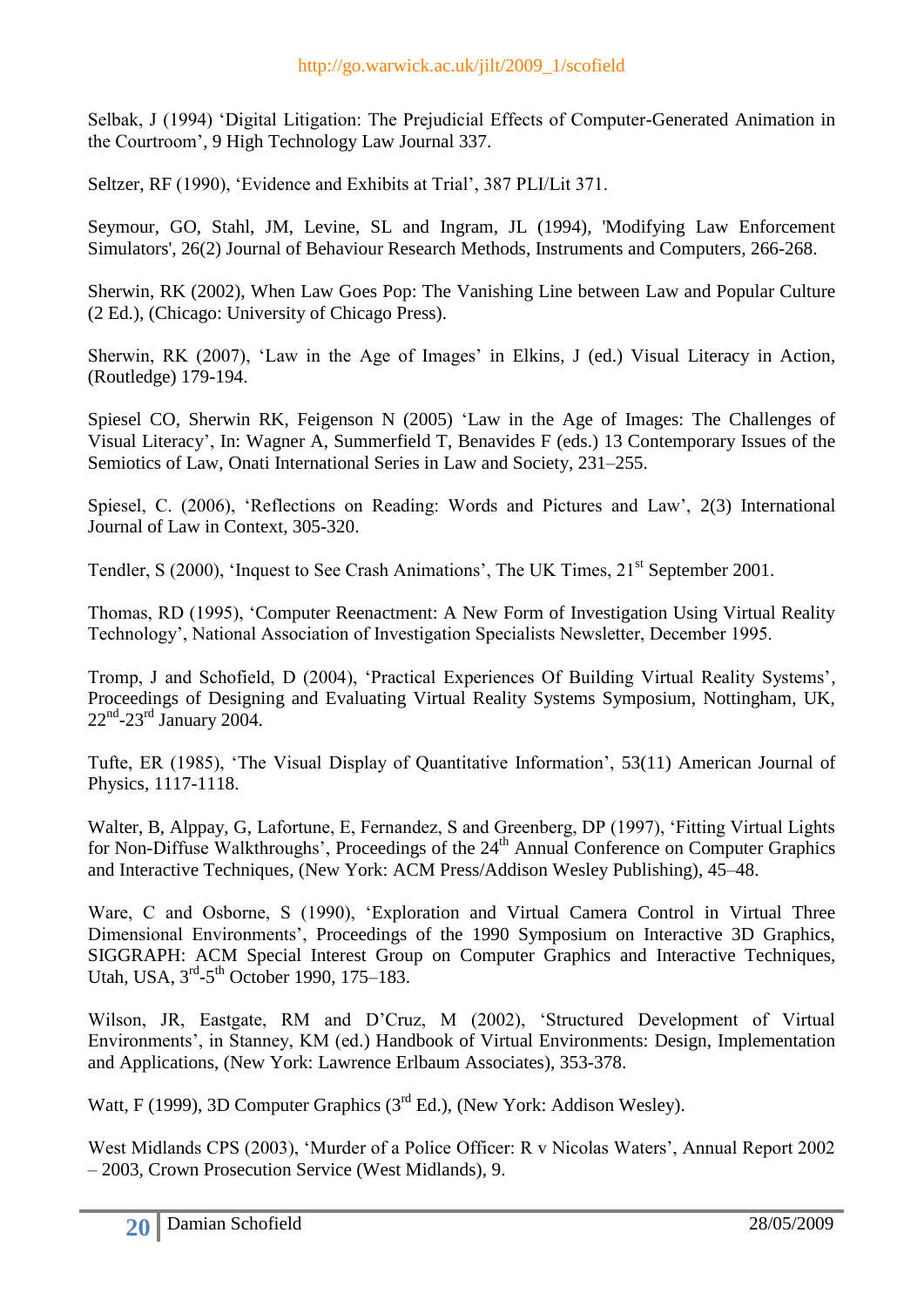Selbak, J (1994) 'Digital Litigation: The Prejudicial Effects of Computer-Generated Animation in the Courtroom', 9 High Technology Law Journal 337.

Seltzer, RF (1990), 'Evidence and Exhibits at Trial', 387 PLI/Lit 371.

Seymour, GO, Stahl, JM, Levine, SL and Ingram, JL (1994), 'Modifying Law Enforcement Simulators', 26(2) Journal of Behaviour Research Methods, Instruments and Computers, 266-268.

Sherwin, RK (2002), When Law Goes Pop: The Vanishing Line between Law and Popular Culture (2 Ed.), (Chicago: University of Chicago Press).

Sherwin, RK (2007), 'Law in the Age of Images' in Elkins, J (ed.) Visual Literacy in Action, (Routledge) 179-194.

Spiesel CO, Sherwin RK, Feigenson N (2005) 'Law in the Age of Images: The Challenges of Visual Literacy', In: Wagner A, Summerfield T, Benavides F (eds.) 13 Contemporary Issues of the Semiotics of Law, Onati International Series in Law and Society, 231–255.

Spiesel, C. (2006), 'Reflections on Reading: Words and Pictures and Law', 2(3) International Journal of Law in Context, 305-320.

Tendler, S (2000), 'Inquest to See Crash Animations', The UK Times, 21st September 2001.

Thomas, RD (1995), 'Computer Reenactment: A New Form of Investigation Using Virtual Reality Technology', National Association of Investigation Specialists Newsletter, December 1995.

Tromp, J and Schofield, D (2004), 'Practical Experiences Of Building Virtual Reality Systems', Proceedings of Designing and Evaluating Virtual Reality Systems Symposium, Nottingham, UK, 22nd-23rd January 2004.

Tufte, ER (1985), 'The Visual Display of Quantitative Information', 53(11) American Journal of Physics, 1117-1118.

Walter, B, Alppay, G, Lafortune, E, Fernandez, S and Greenberg, DP (1997), 'Fitting Virtual Lights for Non-Diffuse Walkthroughs', Proceedings of the 24th Annual Conference on Computer Graphics and Interactive Techniques, (New York: ACM Press/Addison Wesley Publishing), 45–48.

Ware, C and Osborne, S (1990), 'Exploration and Virtual Camera Control in Virtual Three Dimensional Environments', Proceedings of the 1990 Symposium on Interactive 3D Graphics, SIGGRAPH: ACM Special Interest Group on Computer Graphics and Interactive Techniques, Utah, USA, 3rd-5th October 1990, 175–183.

Wilson, JR, Eastgate, RM and D'Cruz, M (2002), 'Structured Development of Virtual Environments', in Stanney, KM (ed.) Handbook of Virtual Environments: Design, Implementation and Applications, (New York: Lawrence Erlbaum Associates), 353-378.

Watt, F (1999), 3D Computer Graphics (3rd Ed.), (New York: Addison Wesley).

West Midlands CPS (2003), 'Murder of a Police Officer: R v Nicolas Waters', Annual Report 2002 – 2003, Crown Prosecution Service (West Midlands), 9.